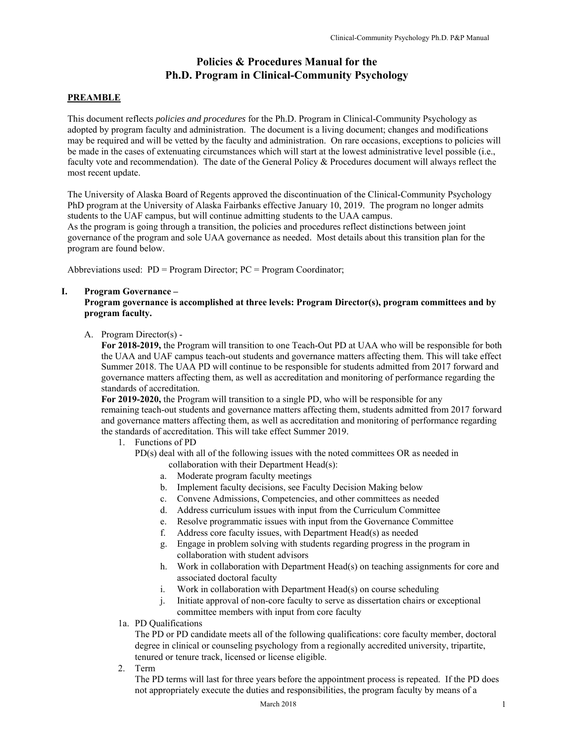# Policies & Procedures Manual for the Ph.D. Program in Clinical-Community Psychology

## PREAMBLE

This document reflects *policies and procedures* for the Ph.D. Program in Clinical-Community Psychology as adopted by program faculty and administration. The document is a living document; changes and modifications may be required and will be vetted by the faculty and administration. On rare occasions, exceptions to policies will be made in the cases of extenuating circumstances which will start at the lowest administrative level possible (i.e., faculty vote and recommendation). The date of the General Policy & Procedures document will always reflect the most recent update.

The University of Alaska Board of Regents approved the discontinuation of the Clinical-Community Psychology PhD program at the University of Alaska Fairbanks effective January 10, 2019. The program no longer admits students to the UAF campus, but will continue admitting students to the UAA campus.
As the program is going through a transition, the policies and procedures reflect distinctions between joint governance of the program and sole UAA governance as needed. Most details about this transition plan for the program are found below.

Abbreviations used: PD = Program Director; PC = Program Coordinator;

## I. Program Governance –

**Program governance is accomplished at three levels: Program Director(s), program committees and by program faculty.**

A. Program Director(s) -
**For 2018-2019,** the Program will transition to one Teach-Out PD at UAA who will be responsible for both the UAA and UAF campus teach-out students and governance matters affecting them. This will take effect Summer 2018. The UAA PD will continue to be responsible for students admitted from 2017 forward and governance matters affecting them, as well as accreditation and monitoring of performance regarding the standards of accreditation.
**For 2019-2020,** the Program will transition to a single PD, who will be responsible for any remaining teach-out students and governance matters affecting them, students admitted from 2017 forward and governance matters affecting them, as well as accreditation and monitoring of performance regarding the standards of accreditation. This will take effect Summer 2019.

1. Functions of PD
   PD(s) deal with all of the following issues with the noted committees OR as needed in collaboration with their Department Head(s):
   a. Moderate program faculty meetings
   b. Implement faculty decisions, see Faculty Decision Making below
   c. Convene Admissions, Competencies, and other committees as needed
   d. Address curriculum issues with input from the Curriculum Committee
   e. Resolve programmatic issues with input from the Governance Committee
   f. Address core faculty issues, with Department Head(s) as needed
   g. Engage in problem solving with students regarding progress in the program in collaboration with student advisors
   h. Work in collaboration with Department Head(s) on teaching assignments for core and associated doctoral faculty
   i. Work in collaboration with Department Head(s) on course scheduling
   j. Initiate approval of non-core faculty to serve as dissertation chairs or exceptional committee members with input from core faculty

1a. PD Qualifications
The PD or PD candidate meets all of the following qualifications: core faculty member, doctoral degree in clinical or counseling psychology from a regionally accredited university, tripartite, tenured or tenure track, licensed or license eligible.

2. Term
   The PD terms will last for three years before the appointment process is repeated. If the PD does not appropriately execute the duties and responsibilities, the program faculty by means of a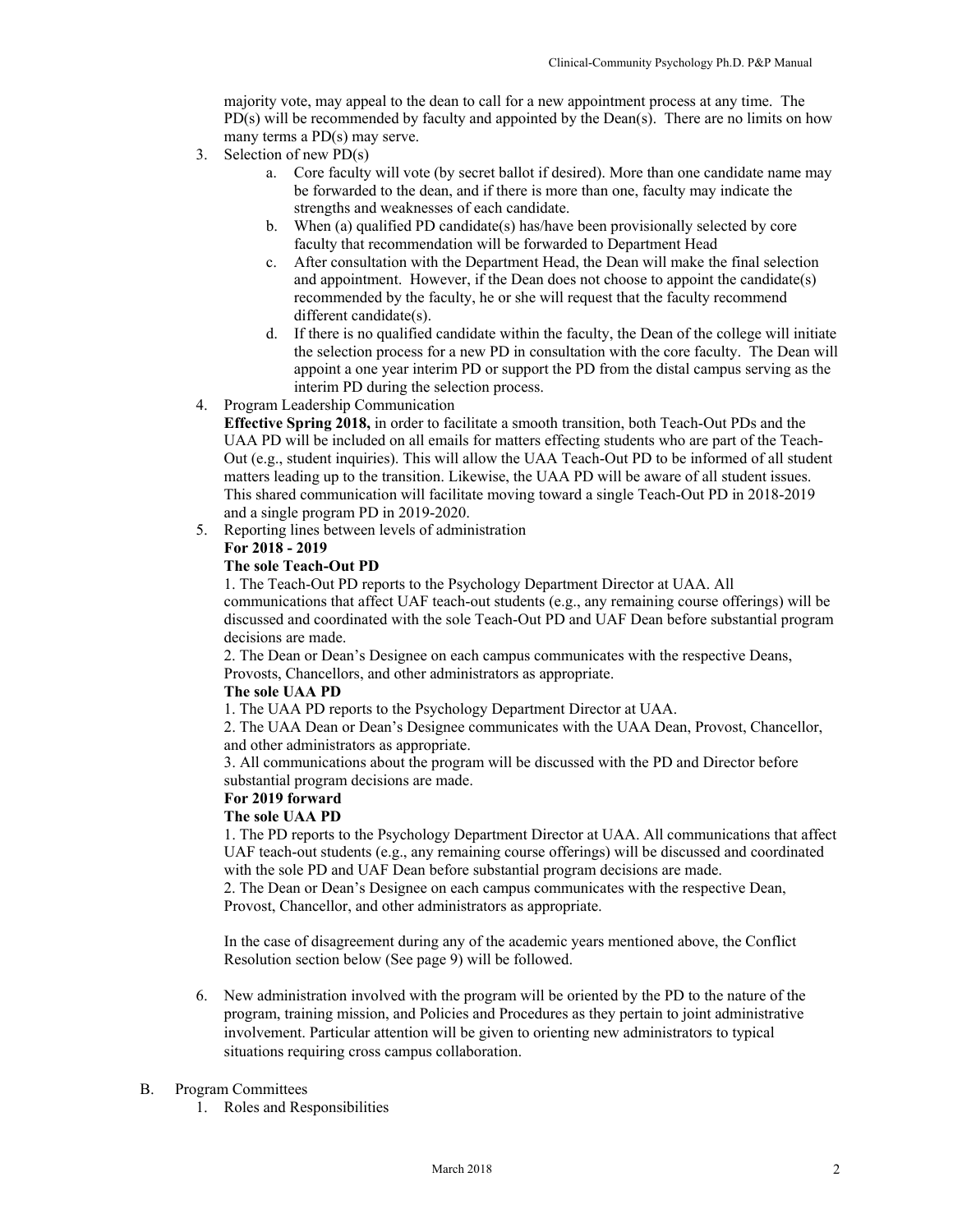majority vote, may appeal to the dean to call for a new appointment process at any time. The PD(s) will be recommended by faculty and appointed by the Dean(s). There are no limits on how many terms a PD(s) may serve.

3. Selection of new PD(s)
    a. Core faculty will vote (by secret ballot if desired). More than one candidate name may be forwarded to the dean, and if there is more than one, faculty may indicate the strengths and weaknesses of each candidate.
    b. When (a) qualified PD candidate(s) has/have been provisionally selected by core faculty that recommendation will be forwarded to Department Head
    c. After consultation with the Department Head, the Dean will make the final selection and appointment. However, if the Dean does not choose to appoint the candidate(s) recommended by the faculty, he or she will request that the faculty recommend different candidate(s).
    d. If there is no qualified candidate within the faculty, the Dean of the college will initiate the selection process for a new PD in consultation with the core faculty. The Dean will appoint a one year interim PD or support the PD from the distal campus serving as the interim PD during the selection process.
4. Program Leadership Communication
   **Effective Spring 2018,** in order to facilitate a smooth transition, both Teach-Out PDs and the UAA PD will be included on all emails for matters effecting students who are part of the Teach-Out (e.g., student inquiries). This will allow the UAA Teach-Out PD to be informed of all student matters leading up to the transition. Likewise, the UAA PD will be aware of all student issues. This shared communication will facilitate moving toward a single Teach-Out PD in 2018-2019 and a single program PD in 2019-2020.
5. Reporting lines between levels of administration

   **For 2018 - 2019**

   **The sole Teach-Out PD**

   1. The Teach-Out PD reports to the Psychology Department Director at UAA. All communications that affect UAF teach-out students (e.g., any remaining course offerings) will be discussed and coordinated with the sole Teach-Out PD and UAF Dean before substantial program decisions are made.
   2. The Dean or Dean's Designee on each campus communicates with the respective Deans, Provosts, Chancellors, and other administrators as appropriate.

   **The sole UAA PD**

   1. The UAA PD reports to the Psychology Department Director at UAA.
   2. The UAA Dean or Dean's Designee communicates with the UAA Dean, Provost, Chancellor, and other administrators as appropriate.
   3. All communications about the program will be discussed with the PD and Director before substantial program decisions are made.

   **For 2019 forward**

   **The sole UAA PD**

   1. The PD reports to the Psychology Department Director at UAA. All communications that affect UAF teach-out students (e.g., any remaining course offerings) will be discussed and coordinated with the sole PD and UAF Dean before substantial program decisions are made.
   2. The Dean or Dean's Designee on each campus communicates with the respective Dean, Provost, Chancellor, and other administrators as appropriate.

   In the case of disagreement during any of the academic years mentioned above, the Conflict Resolution section below (See page 9) will be followed.

6. New administration involved with the program will be oriented by the PD to the nature of the program, training mission, and Policies and Procedures as they pertain to joint administrative involvement. Particular attention will be given to orienting new administrators to typical situations requiring cross campus collaboration.

B. Program Committees
   1. Roles and Responsibilities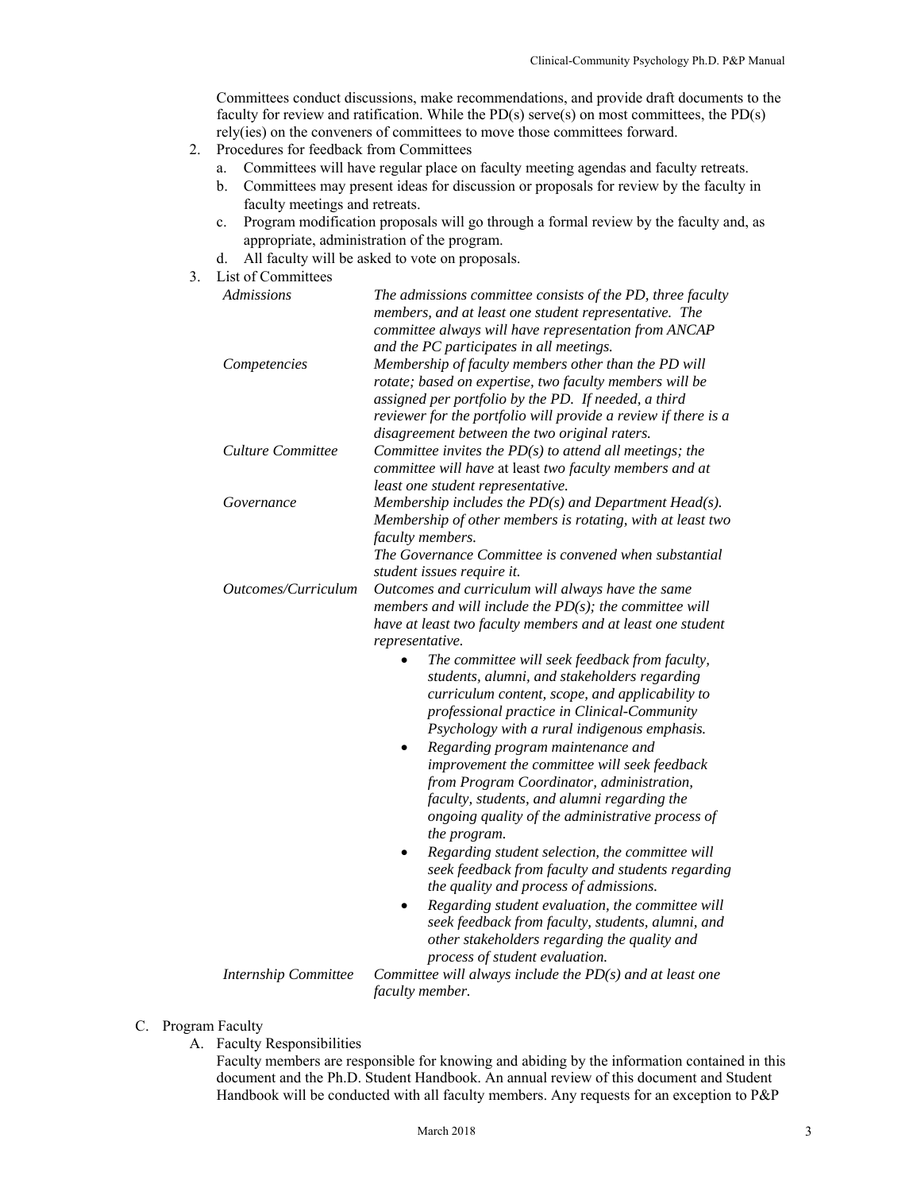Committees conduct discussions, make recommendations, and provide draft documents to the faculty for review and ratification. While the PD(s) serve(s) on most committees, the PD(s) rely(ies) on the conveners of committees to move those committees forward.

2. Procedures for feedback from Committees
   a. Committees will have regular place on faculty meeting agendas and faculty retreats.
   b. Committees may present ideas for discussion or proposals for review by the faculty in faculty meetings and retreats.
   c. Program modification proposals will go through a formal review by the faculty and, as appropriate, administration of the program.
   d. All faculty will be asked to vote on proposals.
3. List of Committees

| | |
|---|---|
| *Admissions* | *The admissions committee consists of the PD, three faculty members, and at least one student representative. The committee always will have representation from ANCAP and the PC participates in all meetings.* |
| *Competencies* | *Membership of faculty members other than the PD will rotate; based on expertise, two faculty members will be assigned per portfolio by the PD. If needed, a third reviewer for the portfolio will provide a review if there is a disagreement between the two original raters.* |
| *Culture Committee* | *Committee invites the PD(s) to attend all meetings; the committee will have* at least *two faculty members and at least one student representative.* |
| *Governance* | *Membership includes the PD(s) and Department Head(s). Membership of other members is rotating, with at least two faculty members.* *The Governance Committee is convened when substantial student issues require it.* |
| *Outcomes/Curriculum* | *Outcomes and curriculum will always have the same members and will include the PD(s); the committee will have at least two faculty members and at least one student representative.* <br>• *The committee will seek feedback from faculty, students, alumni, and stakeholders regarding curriculum content, scope, and applicability to professional practice in Clinical-Community Psychology with a rural indigenous emphasis.* <br>• *Regarding program maintenance and improvement the committee will seek feedback from Program Coordinator, administration, faculty, students, and alumni regarding the ongoing quality of the administrative process of the program.* <br>• *Regarding student selection, the committee will seek feedback from faculty and students regarding the quality and process of admissions.* <br>• *Regarding student evaluation, the committee will seek feedback from faculty, students, alumni, and other stakeholders regarding the quality and process of student evaluation.* |
| *Internship Committee* | *Committee will always include the PD(s) and at least one faculty member.* |

C. Program Faculty

A. Faculty Responsibilities

Faculty members are responsible for knowing and abiding by the information contained in this document and the Ph.D. Student Handbook. An annual review of this document and Student Handbook will be conducted with all faculty members. Any requests for an exception to P&P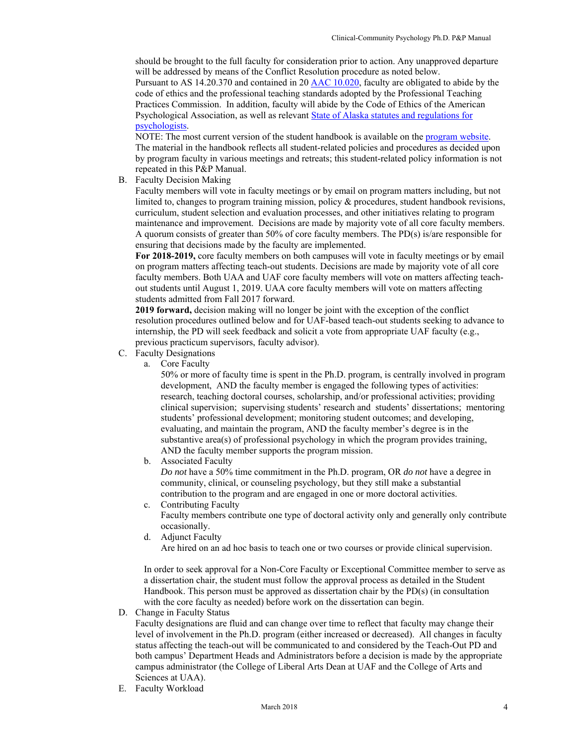should be brought to the full faculty for consideration prior to action. Any unapproved departure will be addressed by means of the Conflict Resolution procedure as noted below.

Pursuant to AS 14.20.370 and contained in 20 AAC 10.020, faculty are obligated to abide by the code of ethics and the professional teaching standards adopted by the Professional Teaching Practices Commission. In addition, faculty will abide by the Code of Ethics of the American Psychological Association, as well as relevant State of Alaska statutes and regulations for psychologists.

NOTE: The most current version of the student handbook is available on the program website. The material in the handbook reflects all student-related policies and procedures as decided upon by program faculty in various meetings and retreats; this student-related policy information is not repeated in this P&P Manual.

B. Faculty Decision Making

Faculty members will vote in faculty meetings or by email on program matters including, but not limited to, changes to program training mission, policy & procedures, student handbook revisions, curriculum, student selection and evaluation processes, and other initiatives relating to program maintenance and improvement. Decisions are made by majority vote of all core faculty members. A quorum consists of greater than 50% of core faculty members. The PD(s) is/are responsible for ensuring that decisions made by the faculty are implemented.

**For 2018-2019,** core faculty members on both campuses will vote in faculty meetings or by email on program matters affecting teach-out students. Decisions are made by majority vote of all core faculty members. Both UAA and UAF core faculty members will vote on matters affecting teach-out students until August 1, 2019. UAA core faculty members will vote on matters affecting students admitted from Fall 2017 forward.

**2019 forward,** decision making will no longer be joint with the exception of the conflict resolution procedures outlined below and for UAF-based teach-out students seeking to advance to internship, the PD will seek feedback and solicit a vote from appropriate UAF faculty (e.g., previous practicum supervisors, faculty advisor).

C. Faculty Designations

a. Core Faculty

50% or more of faculty time is spent in the Ph.D. program, is centrally involved in program development, AND the faculty member is engaged the following types of activities: research, teaching doctoral courses, scholarship, and/or professional activities; providing clinical supervision; supervising students' research and students' dissertations; mentoring students' professional development; monitoring student outcomes; and developing, evaluating, and maintain the program, AND the faculty member's degree is in the substantive area(s) of professional psychology in which the program provides training, AND the faculty member supports the program mission.

b. Associated Faculty

*Do not* have a 50% time commitment in the Ph.D. program, OR *do not* have a degree in community, clinical, or counseling psychology, but they still make a substantial contribution to the program and are engaged in one or more doctoral activities.

c. Contributing Faculty

Faculty members contribute one type of doctoral activity only and generally only contribute occasionally.

d. Adjunct Faculty

Are hired on an ad hoc basis to teach one or two courses or provide clinical supervision.

In order to seek approval for a Non-Core Faculty or Exceptional Committee member to serve as a dissertation chair, the student must follow the approval process as detailed in the Student Handbook. This person must be approved as dissertation chair by the PD(s) (in consultation with the core faculty as needed) before work on the dissertation can begin.

D. Change in Faculty Status

Faculty designations are fluid and can change over time to reflect that faculty may change their level of involvement in the Ph.D. program (either increased or decreased). All changes in faculty status affecting the teach-out will be communicated to and considered by the Teach-Out PD and both campus' Department Heads and Administrators before a decision is made by the appropriate campus administrator (the College of Liberal Arts Dean at UAF and the College of Arts and Sciences at UAA).

E. Faculty Workload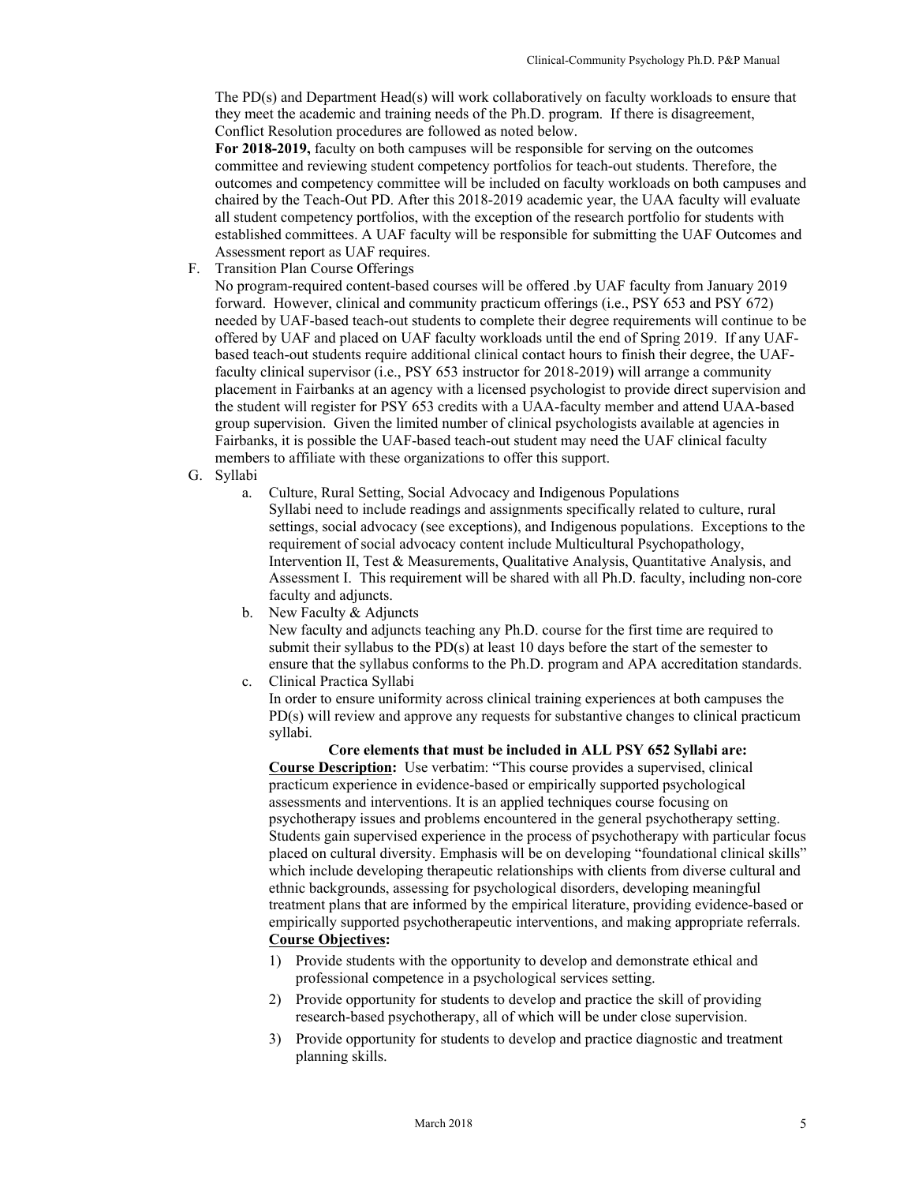The PD(s) and Department Head(s) will work collaboratively on faculty workloads to ensure that they meet the academic and training needs of the Ph.D. program. If there is disagreement, Conflict Resolution procedures are followed as noted below.

**For 2018-2019,** faculty on both campuses will be responsible for serving on the outcomes committee and reviewing student competency portfolios for teach-out students. Therefore, the outcomes and competency committee will be included on faculty workloads on both campuses and chaired by the Teach-Out PD. After this 2018-2019 academic year, the UAA faculty will evaluate all student competency portfolios, with the exception of the research portfolio for students with established committees. A UAF faculty will be responsible for submitting the UAF Outcomes and Assessment report as UAF requires.

F. Transition Plan Course Offerings

No program-required content-based courses will be offered .by UAF faculty from January 2019 forward. However, clinical and community practicum offerings (i.e., PSY 653 and PSY 672) needed by UAF-based teach-out students to complete their degree requirements will continue to be offered by UAF and placed on UAF faculty workloads until the end of Spring 2019. If any UAF-based teach-out students require additional clinical contact hours to finish their degree, the UAF-faculty clinical supervisor (i.e., PSY 653 instructor for 2018-2019) will arrange a community placement in Fairbanks at an agency with a licensed psychologist to provide direct supervision and the student will register for PSY 653 credits with a UAA-faculty member and attend UAA-based group supervision. Given the limited number of clinical psychologists available at agencies in Fairbanks, it is possible the UAF-based teach-out student may need the UAF clinical faculty members to affiliate with these organizations to offer this support.

G. Syllabi

a. Culture, Rural Setting, Social Advocacy and Indigenous Populations

Syllabi need to include readings and assignments specifically related to culture, rural settings, social advocacy (see exceptions), and Indigenous populations. Exceptions to the requirement of social advocacy content include Multicultural Psychopathology, Intervention II, Test & Measurements, Qualitative Analysis, Quantitative Analysis, and Assessment I. This requirement will be shared with all Ph.D. faculty, including non-core faculty and adjuncts.

b. New Faculty & Adjuncts

New faculty and adjuncts teaching any Ph.D. course for the first time are required to submit their syllabus to the PD(s) at least 10 days before the start of the semester to ensure that the syllabus conforms to the Ph.D. program and APA accreditation standards.

c. Clinical Practica Syllabi

In order to ensure uniformity across clinical training experiences at both campuses the PD(s) will review and approve any requests for substantive changes to clinical practicum syllabi.

**Core elements that must be included in ALL PSY 652 Syllabi are:**

**Course Description:** Use verbatim: "This course provides a supervised, clinical practicum experience in evidence-based or empirically supported psychological assessments and interventions. It is an applied techniques course focusing on psychotherapy issues and problems encountered in the general psychotherapy setting. Students gain supervised experience in the process of psychotherapy with particular focus placed on cultural diversity. Emphasis will be on developing "foundational clinical skills" which include developing therapeutic relationships with clients from diverse cultural and ethnic backgrounds, assessing for psychological disorders, developing meaningful treatment plans that are informed by the empirical literature, providing evidence-based or empirically supported psychotherapeutic interventions, and making appropriate referrals.

**Course Objectives:**

1) Provide students with the opportunity to develop and demonstrate ethical and professional competence in a psychological services setting.
2) Provide opportunity for students to develop and practice the skill of providing research-based psychotherapy, all of which will be under close supervision.
3) Provide opportunity for students to develop and practice diagnostic and treatment planning skills.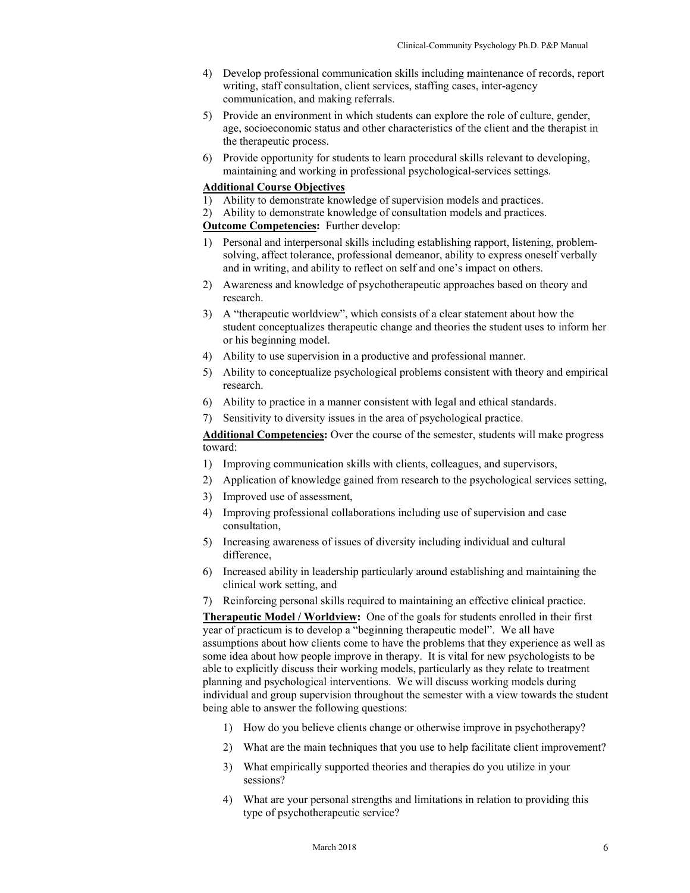4) Develop professional communication skills including maintenance of records, report writing, staff consultation, client services, staffing cases, inter-agency communication, and making referrals.
5) Provide an environment in which students can explore the role of culture, gender, age, socioeconomic status and other characteristics of the client and the therapist in the therapeutic process.
6) Provide opportunity for students to learn procedural skills relevant to developing, maintaining and working in professional psychological-services settings.

**Additional Course Objectives**

1) Ability to demonstrate knowledge of supervision models and practices.
2) Ability to demonstrate knowledge of consultation models and practices.

**Outcome Competencies:** Further develop:

1) Personal and interpersonal skills including establishing rapport, listening, problem-solving, affect tolerance, professional demeanor, ability to express oneself verbally and in writing, and ability to reflect on self and one's impact on others.
2) Awareness and knowledge of psychotherapeutic approaches based on theory and research.
3) A "therapeutic worldview", which consists of a clear statement about how the student conceptualizes therapeutic change and theories the student uses to inform her or his beginning model.
4) Ability to use supervision in a productive and professional manner.
5) Ability to conceptualize psychological problems consistent with theory and empirical research.
6) Ability to practice in a manner consistent with legal and ethical standards.
7) Sensitivity to diversity issues in the area of psychological practice.

**Additional Competencies:** Over the course of the semester, students will make progress toward:

1) Improving communication skills with clients, colleagues, and supervisors,
2) Application of knowledge gained from research to the psychological services setting,
3) Improved use of assessment,
4) Improving professional collaborations including use of supervision and case consultation,
5) Increasing awareness of issues of diversity including individual and cultural difference,
6) Increased ability in leadership particularly around establishing and maintaining the clinical work setting, and
7) Reinforcing personal skills required to maintaining an effective clinical practice.

**Therapeutic Model / Worldview:** One of the goals for students enrolled in their first year of practicum is to develop a "beginning therapeutic model". We all have assumptions about how clients come to have the problems that they experience as well as some idea about how people improve in therapy. It is vital for new psychologists to be able to explicitly discuss their working models, particularly as they relate to treatment planning and psychological interventions. We will discuss working models during individual and group supervision throughout the semester with a view towards the student being able to answer the following questions:

1) How do you believe clients change or otherwise improve in psychotherapy?
2) What are the main techniques that you use to help facilitate client improvement?
3) What empirically supported theories and therapies do you utilize in your sessions?
4) What are your personal strengths and limitations in relation to providing this type of psychotherapeutic service?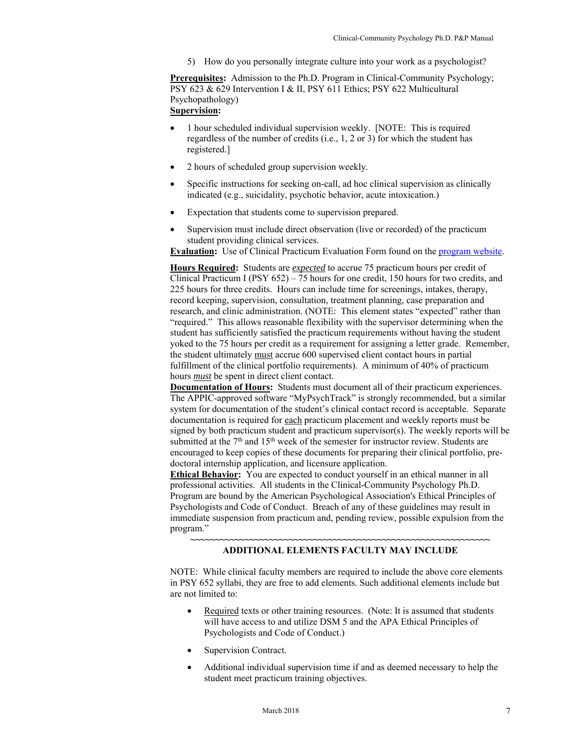5) How do you personally integrate culture into your work as a psychologist?

**Prerequisites:** Admission to the Ph.D. Program in Clinical-Community Psychology; PSY 623 & 629 Intervention I & II, PSY 611 Ethics; PSY 622 Multicultural Psychopathology)

**Supervision:**

- 1 hour scheduled individual supervision weekly. [NOTE: This is required regardless of the number of credits (i.e., 1, 2 or 3) for which the student has registered.]
- 2 hours of scheduled group supervision weekly.
- Specific instructions for seeking on-call, ad hoc clinical supervision as clinically indicated (e.g., suicidality, psychotic behavior, acute intoxication.)
- Expectation that students come to supervision prepared.
- Supervision must include direct observation (live or recorded) of the practicum student providing clinical services.

**Evaluation:** Use of Clinical Practicum Evaluation Form found on the program website.

**Hours Required:** Students are ***expected*** to accrue 75 practicum hours per credit of Clinical Practicum I (PSY 652) – 75 hours for one credit, 150 hours for two credits, and 225 hours for three credits. Hours can include time for screenings, intakes, therapy, record keeping, supervision, consultation, treatment planning, case preparation and research, and clinic administration. (NOTE: This element states "expected" rather than "required." This allows reasonable flexibility with the supervisor determining when the student has sufficiently satisfied the practicum requirements without having the student yoked to the 75 hours per credit as a requirement for assigning a letter grade. Remember, the student ultimately must accrue 600 supervised client contact hours in partial fulfillment of the clinical portfolio requirements). A minimum of 40% of practicum hours ***must*** be spent in direct client contact.

**Documentation of Hours:** Students must document all of their practicum experiences. The APPIC-approved software "MyPsychTrack" is strongly recommended, but a similar system for documentation of the student's clinical contact record is acceptable. Separate documentation is required for each practicum placement and weekly reports must be signed by both practicum student and practicum supervisor(s). The weekly reports will be submitted at the 7th and 15th week of the semester for instructor review. Students are encouraged to keep copies of these documents for preparing their clinical portfolio, pre-doctoral internship application, and licensure application.

**Ethical Behavior:** You are expected to conduct yourself in an ethical manner in all professional activities. All students in the Clinical-Community Psychology Ph.D. Program are bound by the American Psychological Association's Ethical Principles of Psychologists and Code of Conduct. Breach of any of these guidelines may result in immediate suspension from practicum and, pending review, possible expulsion from the program."

~~~~~~~~~~~~~~~~~~~~~~~~~~~~~~~~~~~~~~~~~~~~~~~~~~~~~~~~~~~~~~

**ADDITIONAL ELEMENTS FACULTY MAY INCLUDE**

NOTE: While clinical faculty members are required to include the above core elements in PSY 652 syllabi, they are free to add elements. Such additional elements include but are not limited to:

- Required texts or other training resources. (Note: It is assumed that students will have access to and utilize DSM 5 and the APA Ethical Principles of Psychologists and Code of Conduct.)
- Supervision Contract.
- Additional individual supervision time if and as deemed necessary to help the student meet practicum training objectives.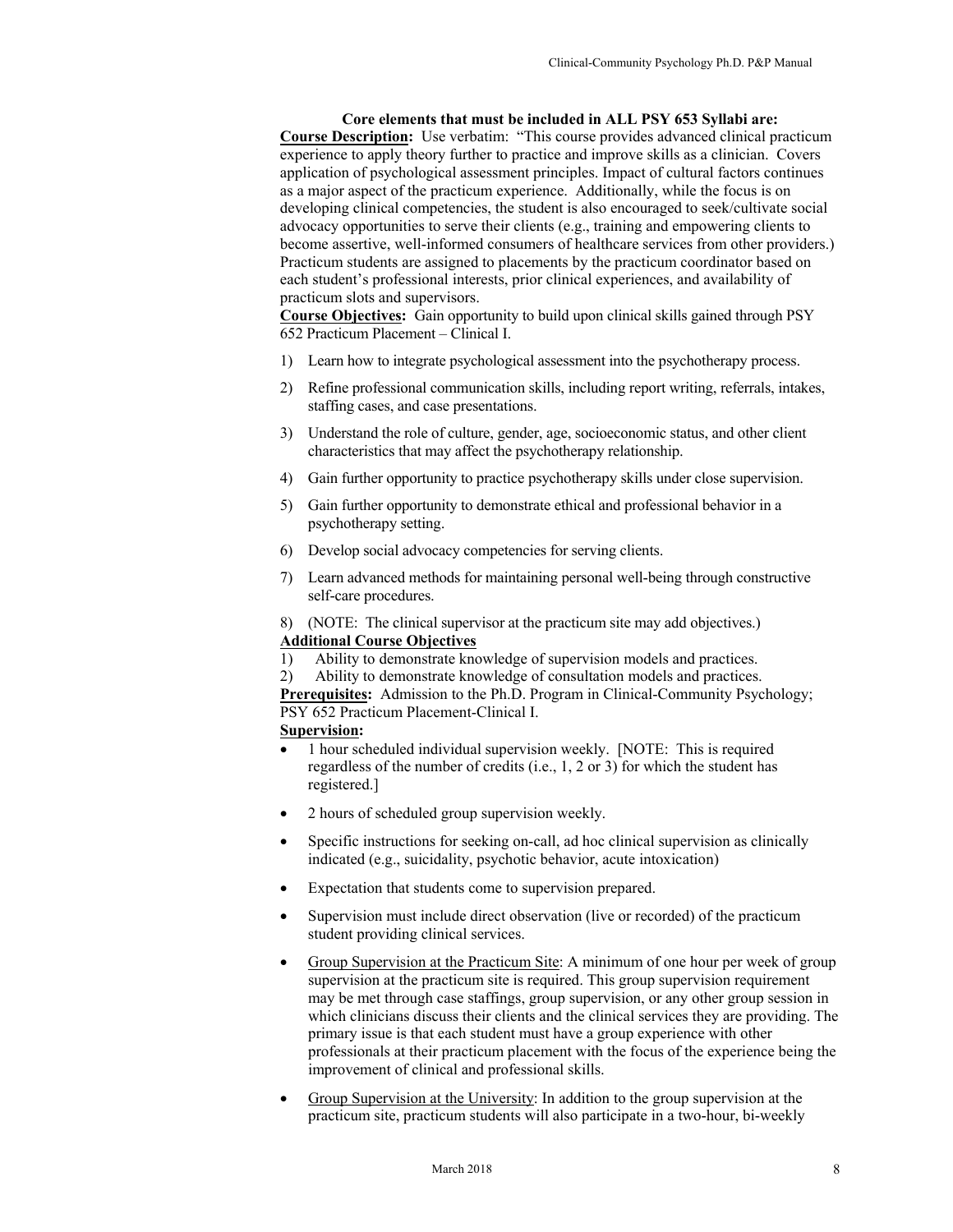**Core elements that must be included in ALL PSY 653 Syllabi are:**

**Course Description:** Use verbatim: "This course provides advanced clinical practicum experience to apply theory further to practice and improve skills as a clinician. Covers application of psychological assessment principles. Impact of cultural factors continues as a major aspect of the practicum experience. Additionally, while the focus is on developing clinical competencies, the student is also encouraged to seek/cultivate social advocacy opportunities to serve their clients (e.g., training and empowering clients to become assertive, well-informed consumers of healthcare services from other providers.) Practicum students are assigned to placements by the practicum coordinator based on each student's professional interests, prior clinical experiences, and availability of practicum slots and supervisors.

**Course Objectives:** Gain opportunity to build upon clinical skills gained through PSY 652 Practicum Placement – Clinical I.

1) Learn how to integrate psychological assessment into the psychotherapy process.
2) Refine professional communication skills, including report writing, referrals, intakes, staffing cases, and case presentations.
3) Understand the role of culture, gender, age, socioeconomic status, and other client characteristics that may affect the psychotherapy relationship.
4) Gain further opportunity to practice psychotherapy skills under close supervision.
5) Gain further opportunity to demonstrate ethical and professional behavior in a psychotherapy setting.
6) Develop social advocacy competencies for serving clients.
7) Learn advanced methods for maintaining personal well-being through constructive self-care procedures.
8) (NOTE: The clinical supervisor at the practicum site may add objectives.)

**Additional Course Objectives**

1) Ability to demonstrate knowledge of supervision models and practices.
2) Ability to demonstrate knowledge of consultation models and practices.

**Prerequisites:** Admission to the Ph.D. Program in Clinical-Community Psychology; PSY 652 Practicum Placement-Clinical I.

**Supervision:**

- 1 hour scheduled individual supervision weekly. [NOTE: This is required regardless of the number of credits (i.e., 1, 2 or 3) for which the student has registered.]
- 2 hours of scheduled group supervision weekly.
- Specific instructions for seeking on-call, ad hoc clinical supervision as clinically indicated (e.g., suicidality, psychotic behavior, acute intoxication)
- Expectation that students come to supervision prepared.
- Supervision must include direct observation (live or recorded) of the practicum student providing clinical services.
- Group Supervision at the Practicum Site: A minimum of one hour per week of group supervision at the practicum site is required. This group supervision requirement may be met through case staffings, group supervision, or any other group session in which clinicians discuss their clients and the clinical services they are providing. The primary issue is that each student must have a group experience with other professionals at their practicum placement with the focus of the experience being the improvement of clinical and professional skills.
- Group Supervision at the University: In addition to the group supervision at the practicum site, practicum students will also participate in a two-hour, bi-weekly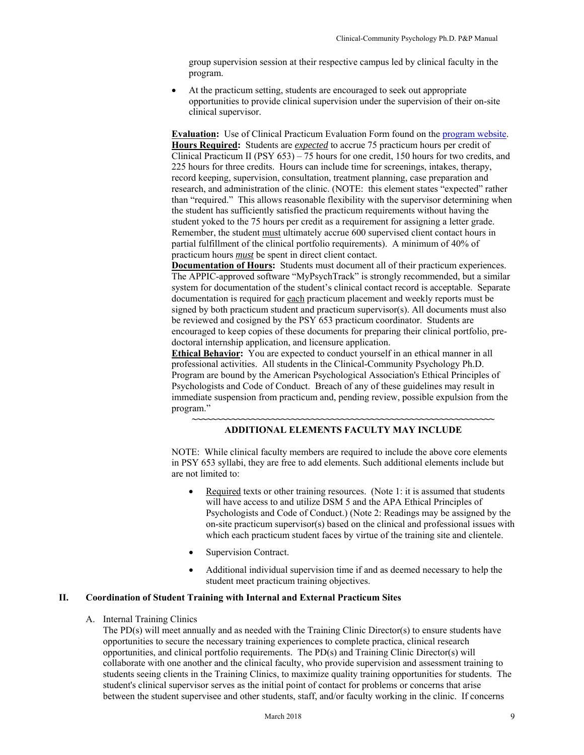group supervision session at their respective campus led by clinical faculty in the program.

- At the practicum setting, students are encouraged to seek out appropriate opportunities to provide clinical supervision under the supervision of their on-site clinical supervisor.

**Evaluation:** Use of Clinical Practicum Evaluation Form found on the program website.
**Hours Required:** Students are ***expected*** to accrue 75 practicum hours per credit of Clinical Practicum II (PSY 653) – 75 hours for one credit, 150 hours for two credits, and 225 hours for three credits. Hours can include time for screenings, intakes, therapy, record keeping, supervision, consultation, treatment planning, case preparation and research, and administration of the clinic. (NOTE: this element states "expected" rather than "required." This allows reasonable flexibility with the supervisor determining when the student has sufficiently satisfied the practicum requirements without having the student yoked to the 75 hours per credit as a requirement for assigning a letter grade. Remember, the student must ultimately accrue 600 supervised client contact hours in partial fulfillment of the clinical portfolio requirements). A minimum of 40% of practicum hours ***must*** be spent in direct client contact.
**Documentation of Hours:** Students must document all of their practicum experiences. The APPIC-approved software "MyPsychTrack" is strongly recommended, but a similar system for documentation of the student's clinical contact record is acceptable. Separate documentation is required for each practicum placement and weekly reports must be signed by both practicum student and practicum supervisor(s). All documents must also be reviewed and cosigned by the PSY 653 practicum coordinator. Students are encouraged to keep copies of these documents for preparing their clinical portfolio, pre-doctoral internship application, and licensure application.
**Ethical Behavior:** You are expected to conduct yourself in an ethical manner in all professional activities. All students in the Clinical-Community Psychology Ph.D. Program are bound by the American Psychological Association's Ethical Principles of Psychologists and Code of Conduct. Breach of any of these guidelines may result in immediate suspension from practicum and, pending review, possible expulsion from the program."

~~~~~~~~~~~~~~~~~~~~~~~~~~~~~~~~~~~~~~~~~~~~~~~~~~~~~~~~~~~~~~~~

**ADDITIONAL ELEMENTS FACULTY MAY INCLUDE**

NOTE: While clinical faculty members are required to include the above core elements in PSY 653 syllabi, they are free to add elements. Such additional elements include but are not limited to:

- Required texts or other training resources. (Note 1: it is assumed that students will have access to and utilize DSM 5 and the APA Ethical Principles of Psychologists and Code of Conduct.) (Note 2: Readings may be assigned by the on-site practicum supervisor(s) based on the clinical and professional issues with which each practicum student faces by virtue of the training site and clientele.
- Supervision Contract.
- Additional individual supervision time if and as deemed necessary to help the student meet practicum training objectives.

## II. Coordination of Student Training with Internal and External Practicum Sites

A. Internal Training Clinics

The PD(s) will meet annually and as needed with the Training Clinic Director(s) to ensure students have opportunities to secure the necessary training experiences to complete practica, clinical research opportunities, and clinical portfolio requirements. The PD(s) and Training Clinic Director(s) will collaborate with one another and the clinical faculty, who provide supervision and assessment training to students seeing clients in the Training Clinics, to maximize quality training opportunities for students. The student's clinical supervisor serves as the initial point of contact for problems or concerns that arise between the student supervisee and other students, staff, and/or faculty working in the clinic. If concerns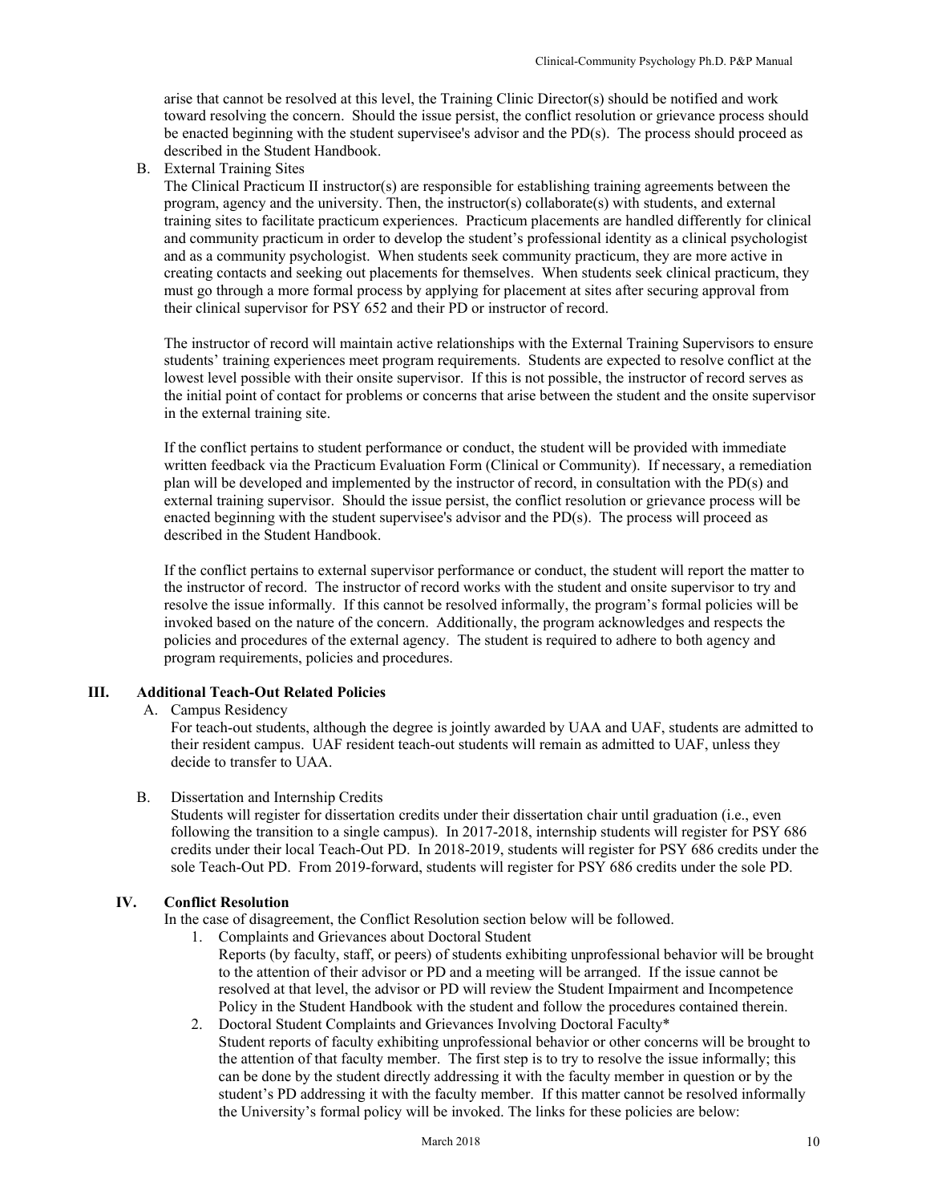arise that cannot be resolved at this level, the Training Clinic Director(s) should be notified and work toward resolving the concern. Should the issue persist, the conflict resolution or grievance process should be enacted beginning with the student supervisee's advisor and the PD(s). The process should proceed as described in the Student Handbook.

B. External Training Sites

The Clinical Practicum II instructor(s) are responsible for establishing training agreements between the program, agency and the university. Then, the instructor(s) collaborate(s) with students, and external training sites to facilitate practicum experiences. Practicum placements are handled differently for clinical and community practicum in order to develop the student's professional identity as a clinical psychologist and as a community psychologist. When students seek community practicum, they are more active in creating contacts and seeking out placements for themselves. When students seek clinical practicum, they must go through a more formal process by applying for placement at sites after securing approval from their clinical supervisor for PSY 652 and their PD or instructor of record.

The instructor of record will maintain active relationships with the External Training Supervisors to ensure students' training experiences meet program requirements. Students are expected to resolve conflict at the lowest level possible with their onsite supervisor. If this is not possible, the instructor of record serves as the initial point of contact for problems or concerns that arise between the student and the onsite supervisor in the external training site.

If the conflict pertains to student performance or conduct, the student will be provided with immediate written feedback via the Practicum Evaluation Form (Clinical or Community). If necessary, a remediation plan will be developed and implemented by the instructor of record, in consultation with the PD(s) and external training supervisor. Should the issue persist, the conflict resolution or grievance process will be enacted beginning with the student supervisee's advisor and the PD(s). The process will proceed as described in the Student Handbook.

If the conflict pertains to external supervisor performance or conduct, the student will report the matter to the instructor of record. The instructor of record works with the student and onsite supervisor to try and resolve the issue informally. If this cannot be resolved informally, the program's formal policies will be invoked based on the nature of the concern. Additionally, the program acknowledges and respects the policies and procedures of the external agency. The student is required to adhere to both agency and program requirements, policies and procedures.

## III. Additional Teach-Out Related Policies

A. Campus Residency

For teach-out students, although the degree is jointly awarded by UAA and UAF, students are admitted to their resident campus. UAF resident teach-out students will remain as admitted to UAF, unless they decide to transfer to UAA.

B. Dissertation and Internship Credits

Students will register for dissertation credits under their dissertation chair until graduation (i.e., even following the transition to a single campus). In 2017-2018, internship students will register for PSY 686 credits under their local Teach-Out PD. In 2018-2019, students will register for PSY 686 credits under the sole Teach-Out PD. From 2019-forward, students will register for PSY 686 credits under the sole PD.

## IV. Conflict Resolution

In the case of disagreement, the Conflict Resolution section below will be followed.

1. Complaints and Grievances about Doctoral Student
   Reports (by faculty, staff, or peers) of students exhibiting unprofessional behavior will be brought to the attention of their advisor or PD and a meeting will be arranged. If the issue cannot be resolved at that level, the advisor or PD will review the Student Impairment and Incompetence Policy in the Student Handbook with the student and follow the procedures contained therein.
2. Doctoral Student Complaints and Grievances Involving Doctoral Faculty*
   Student reports of faculty exhibiting unprofessional behavior or other concerns will be brought to the attention of that faculty member. The first step is to try to resolve the issue informally; this can be done by the student directly addressing it with the faculty member in question or by the student's PD addressing it with the faculty member. If this matter cannot be resolved informally the University's formal policy will be invoked. The links for these policies are below: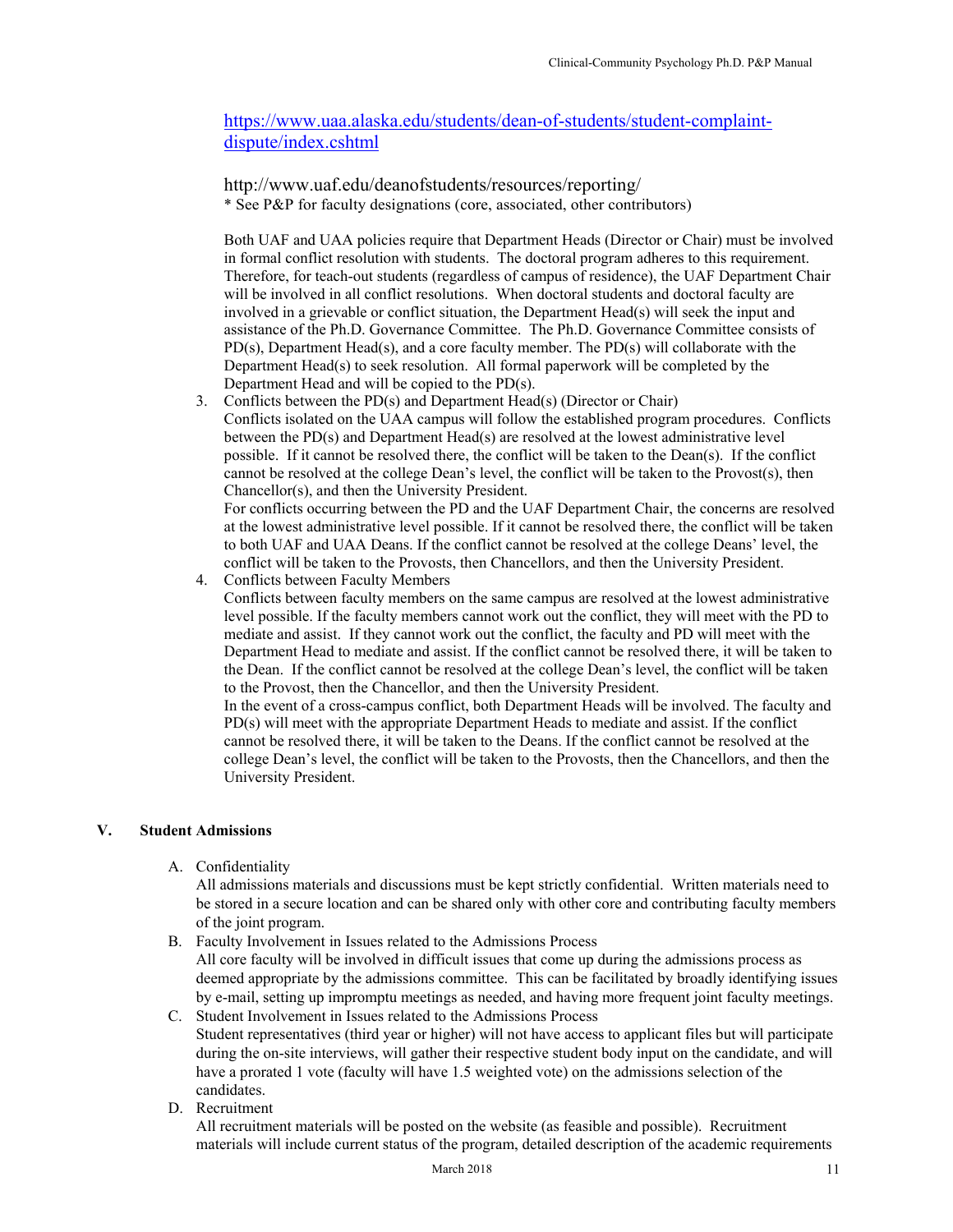https://www.uaa.alaska.edu/students/dean-of-students/student-complaint-dispute/index.cshtml

http://www.uaf.edu/deanofstudents/resources/reporting/
* See P&P for faculty designations (core, associated, other contributors)

Both UAF and UAA policies require that Department Heads (Director or Chair) must be involved in formal conflict resolution with students. The doctoral program adheres to this requirement. Therefore, for teach-out students (regardless of campus of residence), the UAF Department Chair will be involved in all conflict resolutions. When doctoral students and doctoral faculty are involved in a grievable or conflict situation, the Department Head(s) will seek the input and assistance of the Ph.D. Governance Committee. The Ph.D. Governance Committee consists of PD(s), Department Head(s), and a core faculty member. The PD(s) will collaborate with the Department Head(s) to seek resolution. All formal paperwork will be completed by the Department Head and will be copied to the PD(s).

3. Conflicts between the PD(s) and Department Head(s) (Director or Chair)
   Conflicts isolated on the UAA campus will follow the established program procedures. Conflicts between the PD(s) and Department Head(s) are resolved at the lowest administrative level possible. If it cannot be resolved there, the conflict will be taken to the Dean(s). If the conflict cannot be resolved at the college Dean's level, the conflict will be taken to the Provost(s), then Chancellor(s), and then the University President.
   For conflicts occurring between the PD and the UAF Department Chair, the concerns are resolved at the lowest administrative level possible. If it cannot be resolved there, the conflict will be taken to both UAF and UAA Deans. If the conflict cannot be resolved at the college Deans' level, the conflict will be taken to the Provosts, then Chancellors, and then the University President.
4. Conflicts between Faculty Members
   Conflicts between faculty members on the same campus are resolved at the lowest administrative level possible. If the faculty members cannot work out the conflict, they will meet with the PD to mediate and assist. If they cannot work out the conflict, the faculty and PD will meet with the Department Head to mediate and assist. If the conflict cannot be resolved there, it will be taken to the Dean. If the conflict cannot be resolved at the college Dean's level, the conflict will be taken to the Provost, then the Chancellor, and then the University President.
   In the event of a cross-campus conflict, both Department Heads will be involved. The faculty and PD(s) will meet with the appropriate Department Heads to mediate and assist. If the conflict cannot be resolved there, it will be taken to the Deans. If the conflict cannot be resolved at the college Dean's level, the conflict will be taken to the Provosts, then the Chancellors, and then the University President.

## V. Student Admissions

A. Confidentiality
   All admissions materials and discussions must be kept strictly confidential. Written materials need to be stored in a secure location and can be shared only with other core and contributing faculty members of the joint program.

B. Faculty Involvement in Issues related to the Admissions Process
   All core faculty will be involved in difficult issues that come up during the admissions process as deemed appropriate by the admissions committee. This can be facilitated by broadly identifying issues by e-mail, setting up impromptu meetings as needed, and having more frequent joint faculty meetings.

C. Student Involvement in Issues related to the Admissions Process
   Student representatives (third year or higher) will not have access to applicant files but will participate during the on-site interviews, will gather their respective student body input on the candidate, and will have a prorated 1 vote (faculty will have 1.5 weighted vote) on the admissions selection of the candidates.

D. Recruitment
   All recruitment materials will be posted on the website (as feasible and possible). Recruitment materials will include current status of the program, detailed description of the academic requirements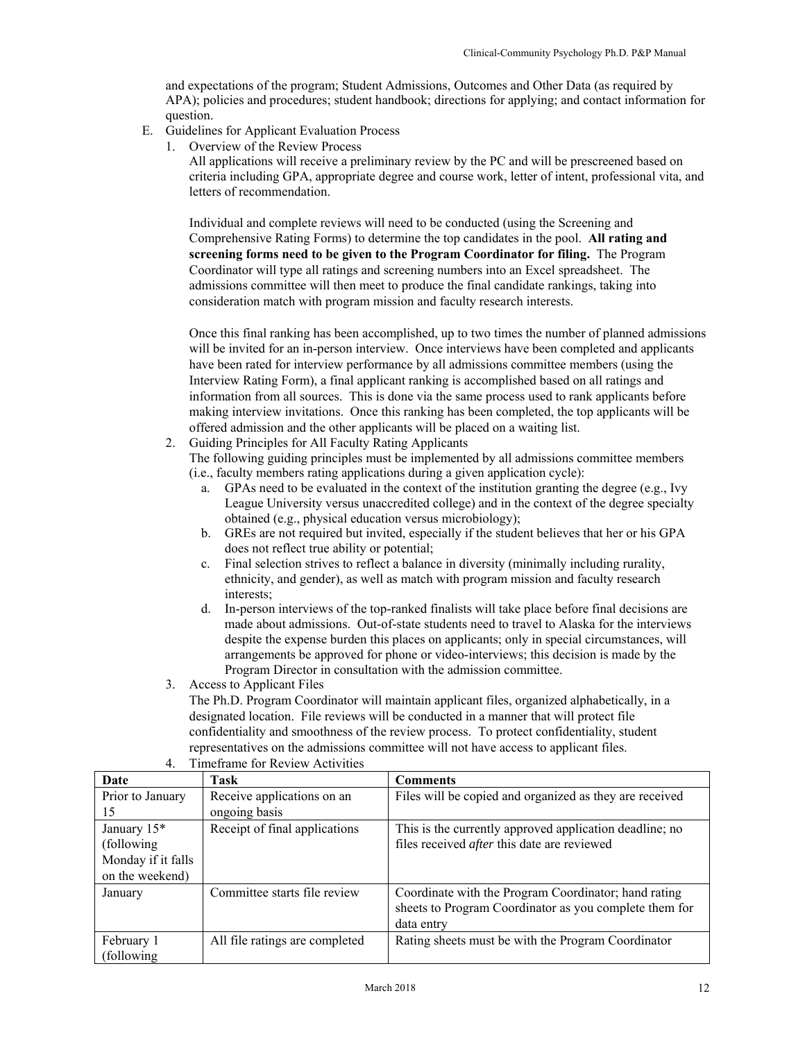and expectations of the program; Student Admissions, Outcomes and Other Data (as required by APA); policies and procedures; student handbook; directions for applying; and contact information for question.

E. Guidelines for Applicant Evaluation Process

1. Overview of the Review Process

   All applications will receive a preliminary review by the PC and will be prescreened based on criteria including GPA, appropriate degree and course work, letter of intent, professional vita, and letters of recommendation.

   Individual and complete reviews will need to be conducted (using the Screening and Comprehensive Rating Forms) to determine the top candidates in the pool. **All rating and screening forms need to be given to the Program Coordinator for filing.** The Program Coordinator will type all ratings and screening numbers into an Excel spreadsheet. The admissions committee will then meet to produce the final candidate rankings, taking into consideration match with program mission and faculty research interests.

   Once this final ranking has been accomplished, up to two times the number of planned admissions will be invited for an in-person interview. Once interviews have been completed and applicants have been rated for interview performance by all admissions committee members (using the Interview Rating Form), a final applicant ranking is accomplished based on all ratings and information from all sources. This is done via the same process used to rank applicants before making interview invitations. Once this ranking has been completed, the top applicants will be offered admission and the other applicants will be placed on a waiting list.

2. Guiding Principles for All Faculty Rating Applicants

   The following guiding principles must be implemented by all admissions committee members (i.e., faculty members rating applications during a given application cycle):

   a. GPAs need to be evaluated in the context of the institution granting the degree (e.g., Ivy League University versus unaccredited college) and in the context of the degree specialty obtained (e.g., physical education versus microbiology);
   b. GREs are not required but invited, especially if the student believes that her or his GPA does not reflect true ability or potential;
   c. Final selection strives to reflect a balance in diversity (minimally including rurality, ethnicity, and gender), as well as match with program mission and faculty research interests;
   d. In-person interviews of the top-ranked finalists will take place before final decisions are made about admissions. Out-of-state students need to travel to Alaska for the interviews despite the expense burden this places on applicants; only in special circumstances, will arrangements be approved for phone or video-interviews; this decision is made by the Program Director in consultation with the admission committee.

3. Access to Applicant Files

   The Ph.D. Program Coordinator will maintain applicant files, organized alphabetically, in a designated location. File reviews will be conducted in a manner that will protect file confidentiality and smoothness of the review process. To protect confidentiality, student representatives on the admissions committee will not have access to applicant files.

4. Timeframe for Review Activities

| Date | Task | Comments |
|---|---|---|
| Prior to January 15 | Receive applications on an ongoing basis | Files will be copied and organized as they are received |
| January 15* (following Monday if it falls on the weekend) | Receipt of final applications | This is the currently approved application deadline; no files received *after* this date are reviewed |
| January | Committee starts file review | Coordinate with the Program Coordinator; hand rating sheets to Program Coordinator as you complete them for data entry |
| February 1 (following | All file ratings are completed | Rating sheets must be with the Program Coordinator |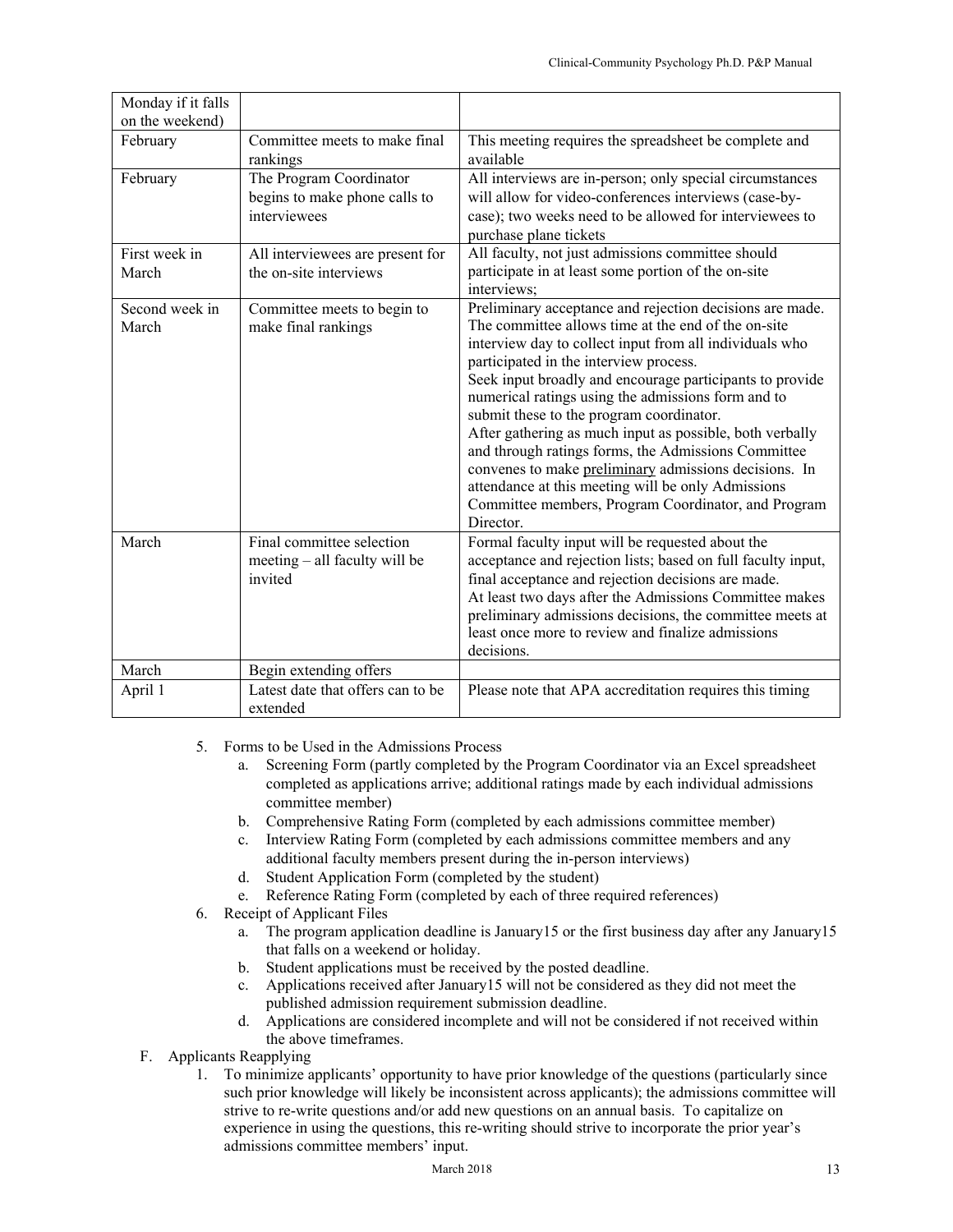| | | |
|---|---|---|
| Monday if it falls on the weekend) | | |
| February | Committee meets to make final rankings | This meeting requires the spreadsheet be complete and available |
| February | The Program Coordinator begins to make phone calls to interviewees | All interviews are in-person; only special circumstances will allow for video-conferences interviews (case-by-case); two weeks need to be allowed for interviewees to purchase plane tickets |
| First week in March | All interviewees are present for the on-site interviews | All faculty, not just admissions committee should participate in at least some portion of the on-site interviews; |
| Second week in March | Committee meets to begin to make final rankings | Preliminary acceptance and rejection decisions are made. The committee allows time at the end of the on-site interview day to collect input from all individuals who participated in the interview process. Seek input broadly and encourage participants to provide numerical ratings using the admissions form and to submit these to the program coordinator. After gathering as much input as possible, both verbally and through ratings forms, the Admissions Committee convenes to make <u>preliminary</u> admissions decisions. In attendance at this meeting will be only Admissions Committee members, Program Coordinator, and Program Director. |
| March | Final committee selection meeting – all faculty will be invited | Formal faculty input will be requested about the acceptance and rejection lists; based on full faculty input, final acceptance and rejection decisions are made. At least two days after the Admissions Committee makes preliminary admissions decisions, the committee meets at least once more to review and finalize admissions decisions. |
| March | Begin extending offers | |
| April 1 | Latest date that offers can to be extended | Please note that APA accreditation requires this timing |

5. Forms to be Used in the Admissions Process
   a. Screening Form (partly completed by the Program Coordinator via an Excel spreadsheet completed as applications arrive; additional ratings made by each individual admissions committee member)
   b. Comprehensive Rating Form (completed by each admissions committee member)
   c. Interview Rating Form (completed by each admissions committee members and any additional faculty members present during the in-person interviews)
   d. Student Application Form (completed by the student)
   e. Reference Rating Form (completed by each of three required references)
6. Receipt of Applicant Files
   a. The program application deadline is January15 or the first business day after any January15 that falls on a weekend or holiday.
   b. Student applications must be received by the posted deadline.
   c. Applications received after January15 will not be considered as they did not meet the published admission requirement submission deadline.
   d. Applications are considered incomplete and will not be considered if not received within the above timeframes.

F. Applicants Reapplying

1. To minimize applicants' opportunity to have prior knowledge of the questions (particularly since such prior knowledge will likely be inconsistent across applicants); the admissions committee will strive to re-write questions and/or add new questions on an annual basis. To capitalize on experience in using the questions, this re-writing should strive to incorporate the prior year's admissions committee members' input.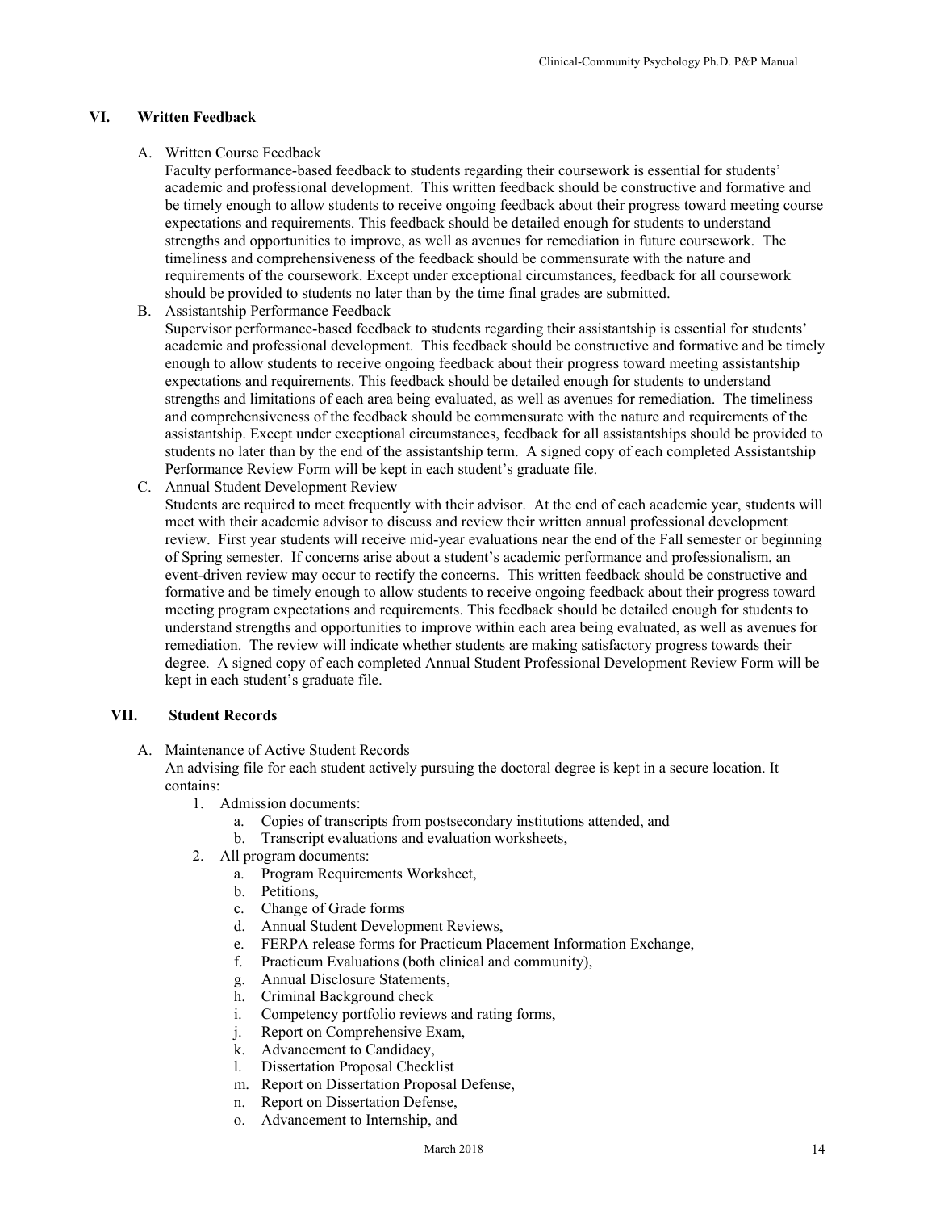## VI. Written Feedback

A. Written Course Feedback

Faculty performance-based feedback to students regarding their coursework is essential for students' academic and professional development. This written feedback should be constructive and formative and be timely enough to allow students to receive ongoing feedback about their progress toward meeting course expectations and requirements. This feedback should be detailed enough for students to understand strengths and opportunities to improve, as well as avenues for remediation in future coursework. The timeliness and comprehensiveness of the feedback should be commensurate with the nature and requirements of the coursework. Except under exceptional circumstances, feedback for all coursework should be provided to students no later than by the time final grades are submitted.

B. Assistantship Performance Feedback

Supervisor performance-based feedback to students regarding their assistantship is essential for students' academic and professional development. This feedback should be constructive and formative and be timely enough to allow students to receive ongoing feedback about their progress toward meeting assistantship expectations and requirements. This feedback should be detailed enough for students to understand strengths and limitations of each area being evaluated, as well as avenues for remediation. The timeliness and comprehensiveness of the feedback should be commensurate with the nature and requirements of the assistantship. Except under exceptional circumstances, feedback for all assistantships should be provided to students no later than by the end of the assistantship term. A signed copy of each completed Assistantship Performance Review Form will be kept in each student's graduate file.

C. Annual Student Development Review

Students are required to meet frequently with their advisor. At the end of each academic year, students will meet with their academic advisor to discuss and review their written annual professional development review. First year students will receive mid-year evaluations near the end of the Fall semester or beginning of Spring semester. If concerns arise about a student's academic performance and professionalism, an event-driven review may occur to rectify the concerns. This written feedback should be constructive and formative and be timely enough to allow students to receive ongoing feedback about their progress toward meeting program expectations and requirements. This feedback should be detailed enough for students to understand strengths and opportunities to improve within each area being evaluated, as well as avenues for remediation. The review will indicate whether students are making satisfactory progress towards their degree. A signed copy of each completed Annual Student Professional Development Review Form will be kept in each student's graduate file.

## VII. Student Records

A. Maintenance of Active Student Records

An advising file for each student actively pursuing the doctoral degree is kept in a secure location. It contains:

1. Admission documents:
   a. Copies of transcripts from postsecondary institutions attended, and
   b. Transcript evaluations and evaluation worksheets,
2. All program documents:
   a. Program Requirements Worksheet,
   b. Petitions,
   c. Change of Grade forms
   d. Annual Student Development Reviews,
   e. FERPA release forms for Practicum Placement Information Exchange,
   f. Practicum Evaluations (both clinical and community),
   g. Annual Disclosure Statements,
   h. Criminal Background check
   i. Competency portfolio reviews and rating forms,
   j. Report on Comprehensive Exam,
   k. Advancement to Candidacy,
   l. Dissertation Proposal Checklist
   m. Report on Dissertation Proposal Defense,
   n. Report on Dissertation Defense,
   o. Advancement to Internship, and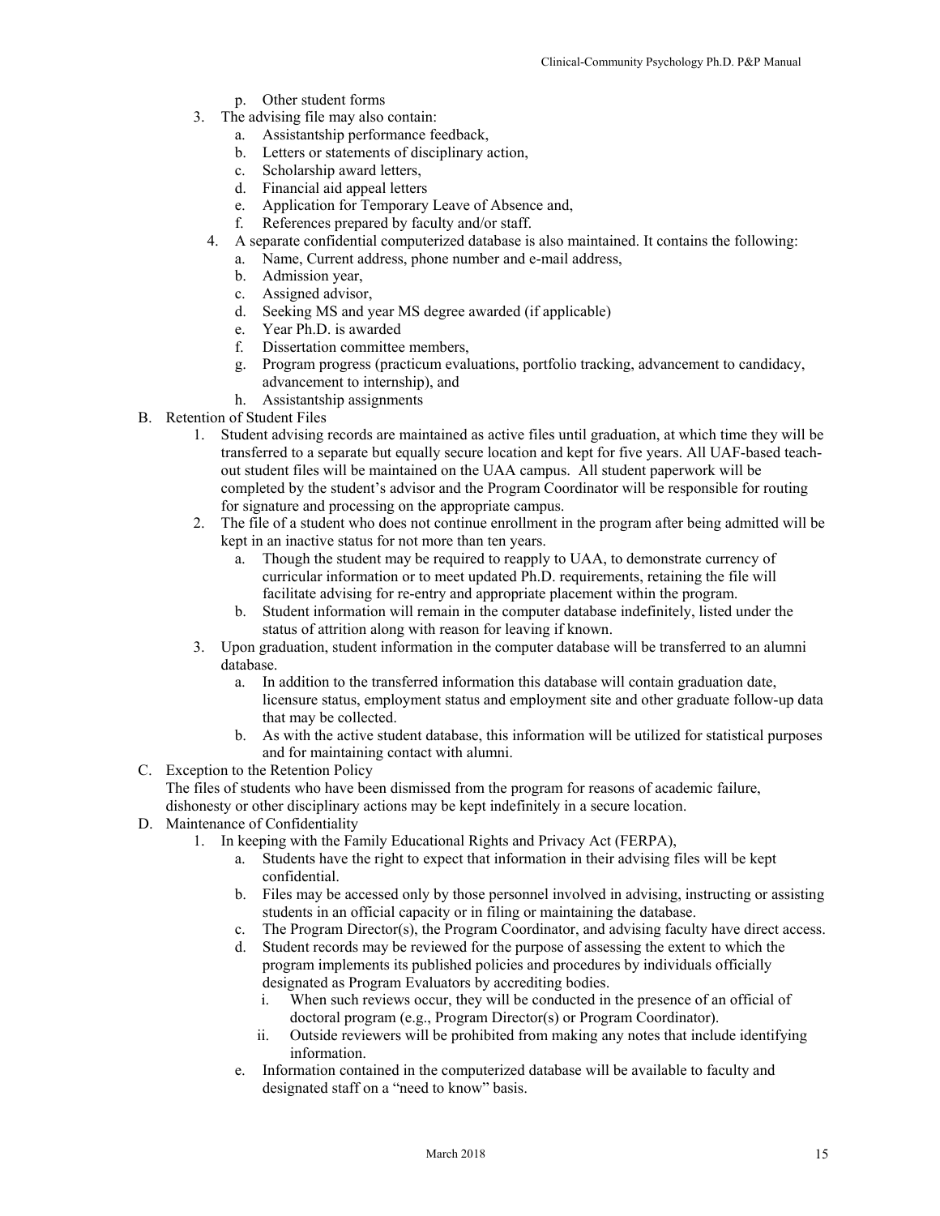p. Other student forms

3. The advising file may also contain:
   a. Assistantship performance feedback,
   b. Letters or statements of disciplinary action,
   c. Scholarship award letters,
   d. Financial aid appeal letters
   e. Application for Temporary Leave of Absence and,
   f. References prepared by faculty and/or staff.
4. A separate confidential computerized database is also maintained. It contains the following:
   a. Name, Current address, phone number and e-mail address,
   b. Admission year,
   c. Assigned advisor,
   d. Seeking MS and year MS degree awarded (if applicable)
   e. Year Ph.D. is awarded
   f. Dissertation committee members,
   g. Program progress (practicum evaluations, portfolio tracking, advancement to candidacy, advancement to internship), and
   h. Assistantship assignments

B. Retention of Student Files

1. Student advising records are maintained as active files until graduation, at which time they will be transferred to a separate but equally secure location and kept for five years. All UAF-based teach-out student files will be maintained on the UAA campus. All student paperwork will be completed by the student's advisor and the Program Coordinator will be responsible for routing for signature and processing on the appropriate campus.
2. The file of a student who does not continue enrollment in the program after being admitted will be kept in an inactive status for not more than ten years.
   a. Though the student may be required to reapply to UAA, to demonstrate currency of curricular information or to meet updated Ph.D. requirements, retaining the file will facilitate advising for re-entry and appropriate placement within the program.
   b. Student information will remain in the computer database indefinitely, listed under the status of attrition along with reason for leaving if known.
3. Upon graduation, student information in the computer database will be transferred to an alumni database.
   a. In addition to the transferred information this database will contain graduation date, licensure status, employment status and employment site and other graduate follow-up data that may be collected.
   b. As with the active student database, this information will be utilized for statistical purposes and for maintaining contact with alumni.

C. Exception to the Retention Policy

The files of students who have been dismissed from the program for reasons of academic failure, dishonesty or other disciplinary actions may be kept indefinitely in a secure location.

D. Maintenance of Confidentiality

1. In keeping with the Family Educational Rights and Privacy Act (FERPA),
   a. Students have the right to expect that information in their advising files will be kept confidential.
   b. Files may be accessed only by those personnel involved in advising, instructing or assisting students in an official capacity or in filing or maintaining the database.
   c. The Program Director(s), the Program Coordinator, and advising faculty have direct access.
   d. Student records may be reviewed for the purpose of assessing the extent to which the program implements its published policies and procedures by individuals officially designated as Program Evaluators by accrediting bodies.
      i. When such reviews occur, they will be conducted in the presence of an official of doctoral program (e.g., Program Director(s) or Program Coordinator).
      ii. Outside reviewers will be prohibited from making any notes that include identifying information.
   e. Information contained in the computerized database will be available to faculty and designated staff on a "need to know" basis.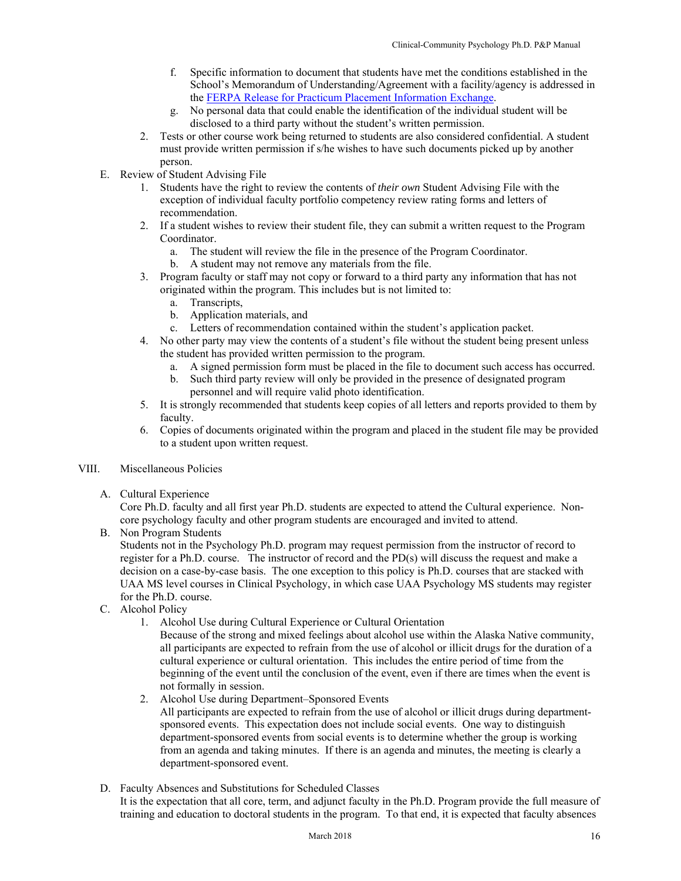f. Specific information to document that students have met the conditions established in the School's Memorandum of Understanding/Agreement with a facility/agency is addressed in the FERPA Release for Practicum Placement Information Exchange.
g. No personal data that could enable the identification of the individual student will be disclosed to a third party without the student's written permission.

2. Tests or other course work being returned to students are also considered confidential. A student must provide written permission if s/he wishes to have such documents picked up by another person.

E. Review of Student Advising File

1. Students have the right to review the contents of *their own* Student Advising File with the exception of individual faculty portfolio competency review rating forms and letters of recommendation.
2. If a student wishes to review their student file, they can submit a written request to the Program Coordinator.
   a. The student will review the file in the presence of the Program Coordinator.
   b. A student may not remove any materials from the file.
3. Program faculty or staff may not copy or forward to a third party any information that has not originated within the program. This includes but is not limited to:
   a. Transcripts,
   b. Application materials, and
   c. Letters of recommendation contained within the student's application packet.
4. No other party may view the contents of a student's file without the student being present unless the student has provided written permission to the program.
   a. A signed permission form must be placed in the file to document such access has occurred.
   b. Such third party review will only be provided in the presence of designated program personnel and will require valid photo identification.
5. It is strongly recommended that students keep copies of all letters and reports provided to them by faculty.
6. Copies of documents originated within the program and placed in the student file may be provided to a student upon written request.

## VIII. Miscellaneous Policies

A. Cultural Experience

Core Ph.D. faculty and all first year Ph.D. students are expected to attend the Cultural experience. Non-core psychology faculty and other program students are encouraged and invited to attend.

B. Non Program Students

Students not in the Psychology Ph.D. program may request permission from the instructor of record to register for a Ph.D. course. The instructor of record and the PD(s) will discuss the request and make a decision on a case-by-case basis. The one exception to this policy is Ph.D. courses that are stacked with UAA MS level courses in Clinical Psychology, in which case UAA Psychology MS students may register for the Ph.D. course.

C. Alcohol Policy

1. Alcohol Use during Cultural Experience or Cultural Orientation

   Because of the strong and mixed feelings about alcohol use within the Alaska Native community, all participants are expected to refrain from the use of alcohol or illicit drugs for the duration of a cultural experience or cultural orientation. This includes the entire period of time from the beginning of the event until the conclusion of the event, even if there are times when the event is not formally in session.

2. Alcohol Use during Department–Sponsored Events

   All participants are expected to refrain from the use of alcohol or illicit drugs during department-sponsored events. This expectation does not include social events. One way to distinguish department-sponsored events from social events is to determine whether the group is working from an agenda and taking minutes. If there is an agenda and minutes, the meeting is clearly a department-sponsored event.

D. Faculty Absences and Substitutions for Scheduled Classes

It is the expectation that all core, term, and adjunct faculty in the Ph.D. Program provide the full measure of training and education to doctoral students in the program. To that end, it is expected that faculty absences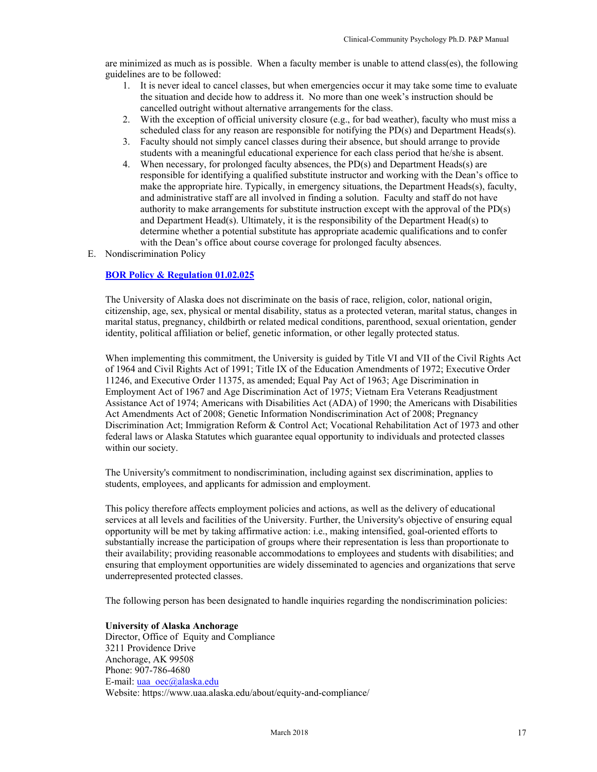are minimized as much as is possible. When a faculty member is unable to attend class(es), the following guidelines are to be followed:

1. It is never ideal to cancel classes, but when emergencies occur it may take some time to evaluate the situation and decide how to address it. No more than one week's instruction should be cancelled outright without alternative arrangements for the class.
2. With the exception of official university closure (e.g., for bad weather), faculty who must miss a scheduled class for any reason are responsible for notifying the PD(s) and Department Heads(s).
3. Faculty should not simply cancel classes during their absence, but should arrange to provide students with a meaningful educational experience for each class period that he/she is absent.
4. When necessary, for prolonged faculty absences, the PD(s) and Department Heads(s) are responsible for identifying a qualified substitute instructor and working with the Dean's office to make the appropriate hire. Typically, in emergency situations, the Department Heads(s), faculty, and administrative staff are all involved in finding a solution. Faculty and staff do not have authority to make arrangements for substitute instruction except with the approval of the PD(s) and Department Head(s). Ultimately, it is the responsibility of the Department Head(s) to determine whether a potential substitute has appropriate academic qualifications and to confer with the Dean's office about course coverage for prolonged faculty absences.

E. Nondiscrimination Policy

**BOR Policy & Regulation 01.02.025**

The University of Alaska does not discriminate on the basis of race, religion, color, national origin, citizenship, age, sex, physical or mental disability, status as a protected veteran, marital status, changes in marital status, pregnancy, childbirth or related medical conditions, parenthood, sexual orientation, gender identity, political affiliation or belief, genetic information, or other legally protected status.

When implementing this commitment, the University is guided by Title VI and VII of the Civil Rights Act of 1964 and Civil Rights Act of 1991; Title IX of the Education Amendments of 1972; Executive Order 11246, and Executive Order 11375, as amended; Equal Pay Act of 1963; Age Discrimination in Employment Act of 1967 and Age Discrimination Act of 1975; Vietnam Era Veterans Readjustment Assistance Act of 1974; Americans with Disabilities Act (ADA) of 1990; the Americans with Disabilities Act Amendments Act of 2008; Genetic Information Nondiscrimination Act of 2008; Pregnancy Discrimination Act; Immigration Reform & Control Act; Vocational Rehabilitation Act of 1973 and other federal laws or Alaska Statutes which guarantee equal opportunity to individuals and protected classes within our society.

The University's commitment to nondiscrimination, including against sex discrimination, applies to students, employees, and applicants for admission and employment.

This policy therefore affects employment policies and actions, as well as the delivery of educational services at all levels and facilities of the University. Further, the University's objective of ensuring equal opportunity will be met by taking affirmative action: i.e., making intensified, goal-oriented efforts to substantially increase the participation of groups where their representation is less than proportionate to their availability; providing reasonable accommodations to employees and students with disabilities; and ensuring that employment opportunities are widely disseminated to agencies and organizations that serve underrepresented protected classes.

The following person has been designated to handle inquiries regarding the nondiscrimination policies:

**University of Alaska Anchorage**
Director, Office of Equity and Compliance
3211 Providence Drive
Anchorage, AK 99508
Phone: 907-786-4680
E-mail: uaa_oec@alaska.edu
Website: https://www.uaa.alaska.edu/about/equity-and-compliance/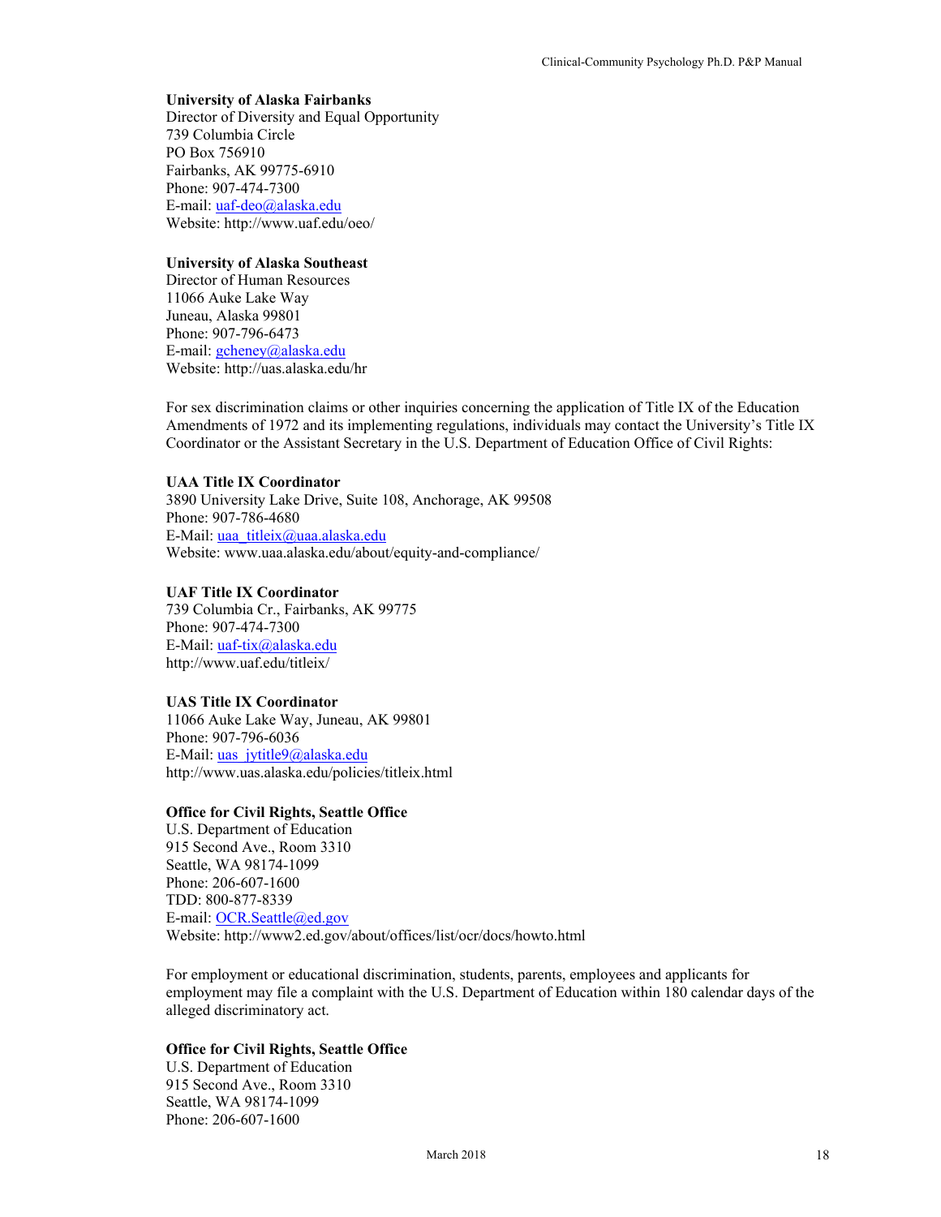**University of Alaska Fairbanks**
Director of Diversity and Equal Opportunity
739 Columbia Circle
PO Box 756910
Fairbanks, AK 99775-6910
Phone: 907-474-7300
E-mail: uaf-deo@alaska.edu
Website: http://www.uaf.edu/oeo/

**University of Alaska Southeast**
Director of Human Resources
11066 Auke Lake Way
Juneau, Alaska 99801
Phone: 907-796-6473
E-mail: gcheney@alaska.edu
Website: http://uas.alaska.edu/hr

For sex discrimination claims or other inquiries concerning the application of Title IX of the Education Amendments of 1972 and its implementing regulations, individuals may contact the University's Title IX Coordinator or the Assistant Secretary in the U.S. Department of Education Office of Civil Rights:

**UAA Title IX Coordinator**
3890 University Lake Drive, Suite 108, Anchorage, AK 99508
Phone: 907-786-4680
E-Mail: uaa_titleix@uaa.alaska.edu
Website: www.uaa.alaska.edu/about/equity-and-compliance/

**UAF Title IX Coordinator**
739 Columbia Cr., Fairbanks, AK 99775
Phone: 907-474-7300
E-Mail: uaf-tix@alaska.edu
http://www.uaf.edu/titleix/

**UAS Title IX Coordinator**
11066 Auke Lake Way, Juneau, AK 99801
Phone: 907-796-6036
E-Mail: uas_jytitle9@alaska.edu
http://www.uas.alaska.edu/policies/titleix.html

**Office for Civil Rights, Seattle Office**
U.S. Department of Education
915 Second Ave., Room 3310
Seattle, WA 98174-1099
Phone: 206-607-1600
TDD: 800-877-8339
E-mail: OCR.Seattle@ed.gov
Website: http://www2.ed.gov/about/offices/list/ocr/docs/howto.html

For employment or educational discrimination, students, parents, employees and applicants for employment may file a complaint with the U.S. Department of Education within 180 calendar days of the alleged discriminatory act.

**Office for Civil Rights, Seattle Office**
U.S. Department of Education
915 Second Ave., Room 3310
Seattle, WA 98174-1099
Phone: 206-607-1600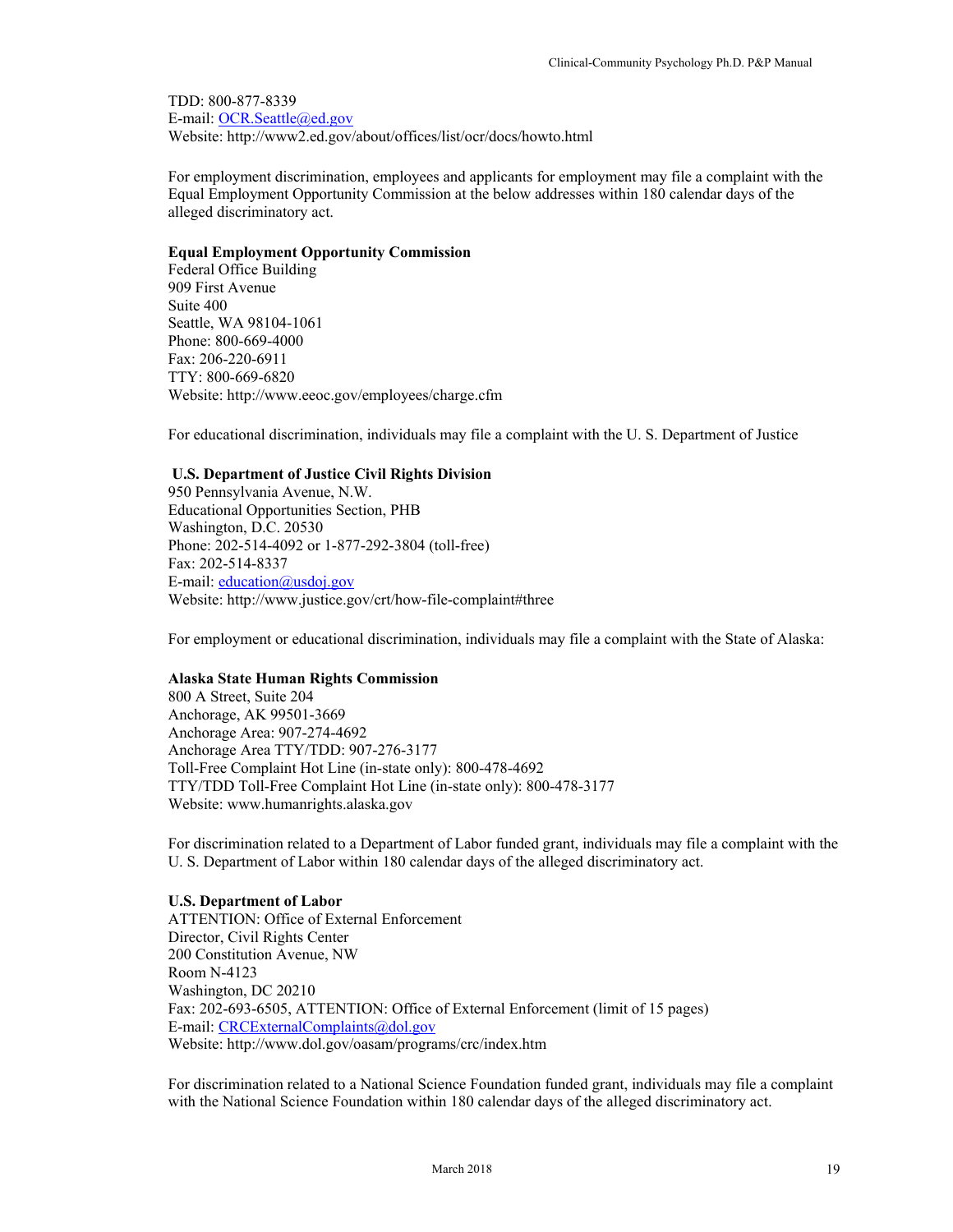TDD: 800-877-8339
E-mail: OCR.Seattle@ed.gov
Website: http://www2.ed.gov/about/offices/list/ocr/docs/howto.html

For employment discrimination, employees and applicants for employment may file a complaint with the Equal Employment Opportunity Commission at the below addresses within 180 calendar days of the alleged discriminatory act.

**Equal Employment Opportunity Commission**
Federal Office Building
909 First Avenue
Suite 400
Seattle, WA 98104-1061
Phone: 800-669-4000
Fax: 206-220-6911
TTY: 800-669-6820
Website: http://www.eeoc.gov/employees/charge.cfm

For educational discrimination, individuals may file a complaint with the U. S. Department of Justice

**U.S. Department of Justice Civil Rights Division**
950 Pennsylvania Avenue, N.W.
Educational Opportunities Section, PHB
Washington, D.C. 20530
Phone: 202-514-4092 or 1-877-292-3804 (toll-free)
Fax: 202-514-8337
E-mail: education@usdoj.gov
Website: http://www.justice.gov/crt/how-file-complaint#three

For employment or educational discrimination, individuals may file a complaint with the State of Alaska:

**Alaska State Human Rights Commission**
800 A Street, Suite 204
Anchorage, AK 99501-3669
Anchorage Area: 907-274-4692
Anchorage Area TTY/TDD: 907-276-3177
Toll-Free Complaint Hot Line (in-state only): 800-478-4692
TTY/TDD Toll-Free Complaint Hot Line (in-state only): 800-478-3177
Website: www.humanrights.alaska.gov

For discrimination related to a Department of Labor funded grant, individuals may file a complaint with the U. S. Department of Labor within 180 calendar days of the alleged discriminatory act.

**U.S. Department of Labor**
ATTENTION: Office of External Enforcement
Director, Civil Rights Center
200 Constitution Avenue, NW
Room N-4123
Washington, DC 20210
Fax: 202-693-6505, ATTENTION: Office of External Enforcement (limit of 15 pages)
E-mail: CRCExternalComplaints@dol.gov
Website: http://www.dol.gov/oasam/programs/crc/index.htm

For discrimination related to a National Science Foundation funded grant, individuals may file a complaint with the National Science Foundation within 180 calendar days of the alleged discriminatory act.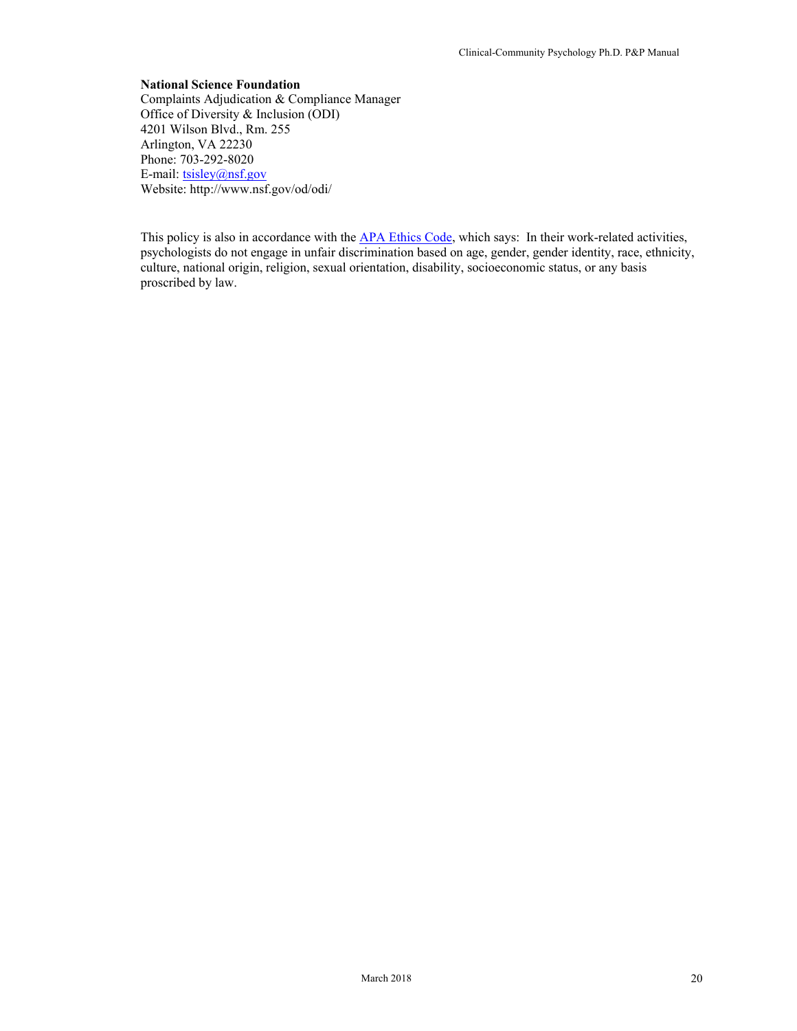**National Science Foundation**
Complaints Adjudication & Compliance Manager
Office of Diversity & Inclusion (ODI)
4201 Wilson Blvd., Rm. 255
Arlington, VA 22230
Phone: 703-292-8020
E-mail: tsisley@nsf.gov
Website: http://www.nsf.gov/od/odi/

This policy is also in accordance with the APA Ethics Code, which says: In their work-related activities, psychologists do not engage in unfair discrimination based on age, gender, gender identity, race, ethnicity, culture, national origin, religion, sexual orientation, disability, socioeconomic status, or any basis proscribed by law.